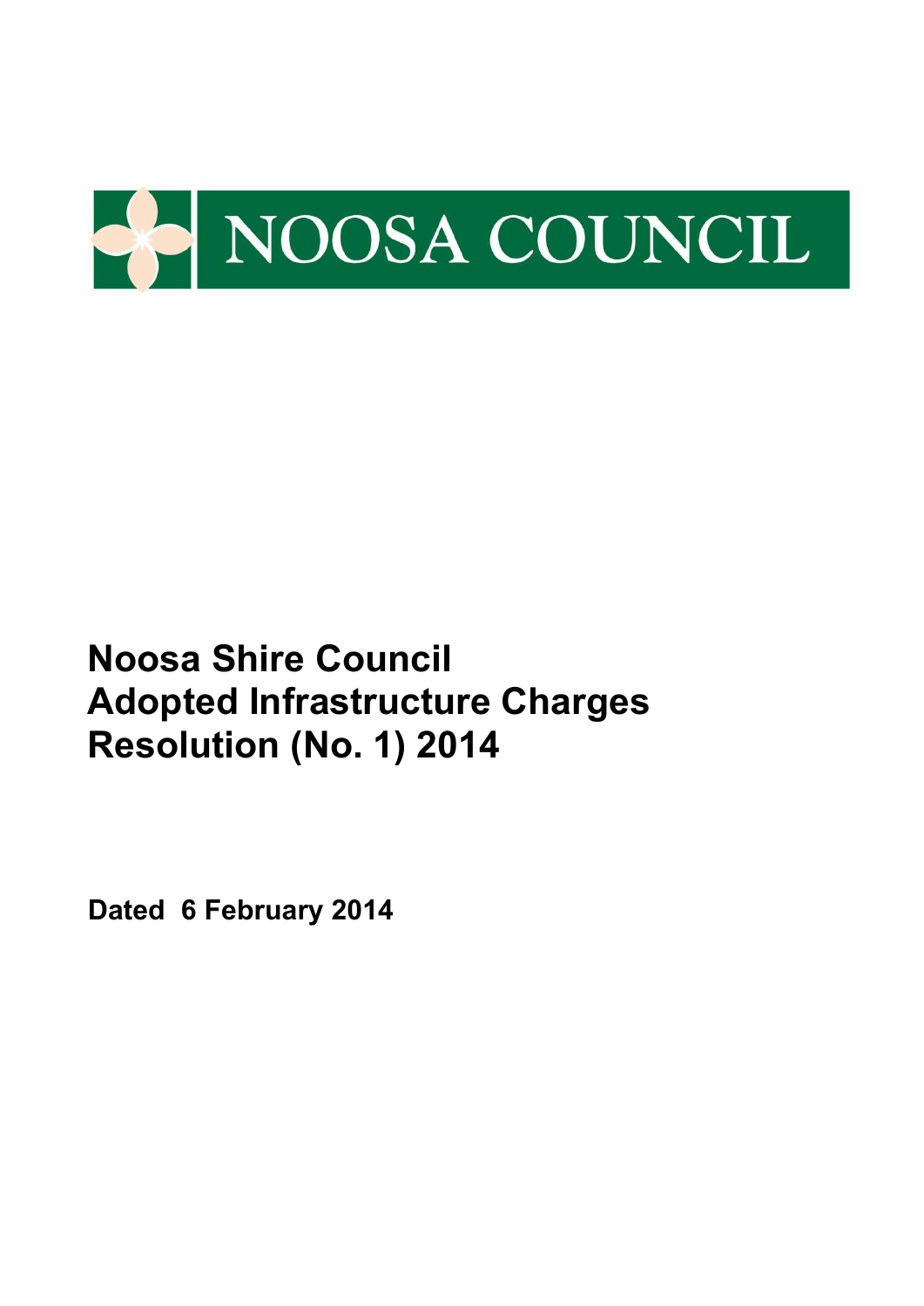NOOSA COUNCIL

# Noosa Shire Council Adopted Infrastructure Charges Resolution (No. 1) 2014

**Dated 6 February 2014**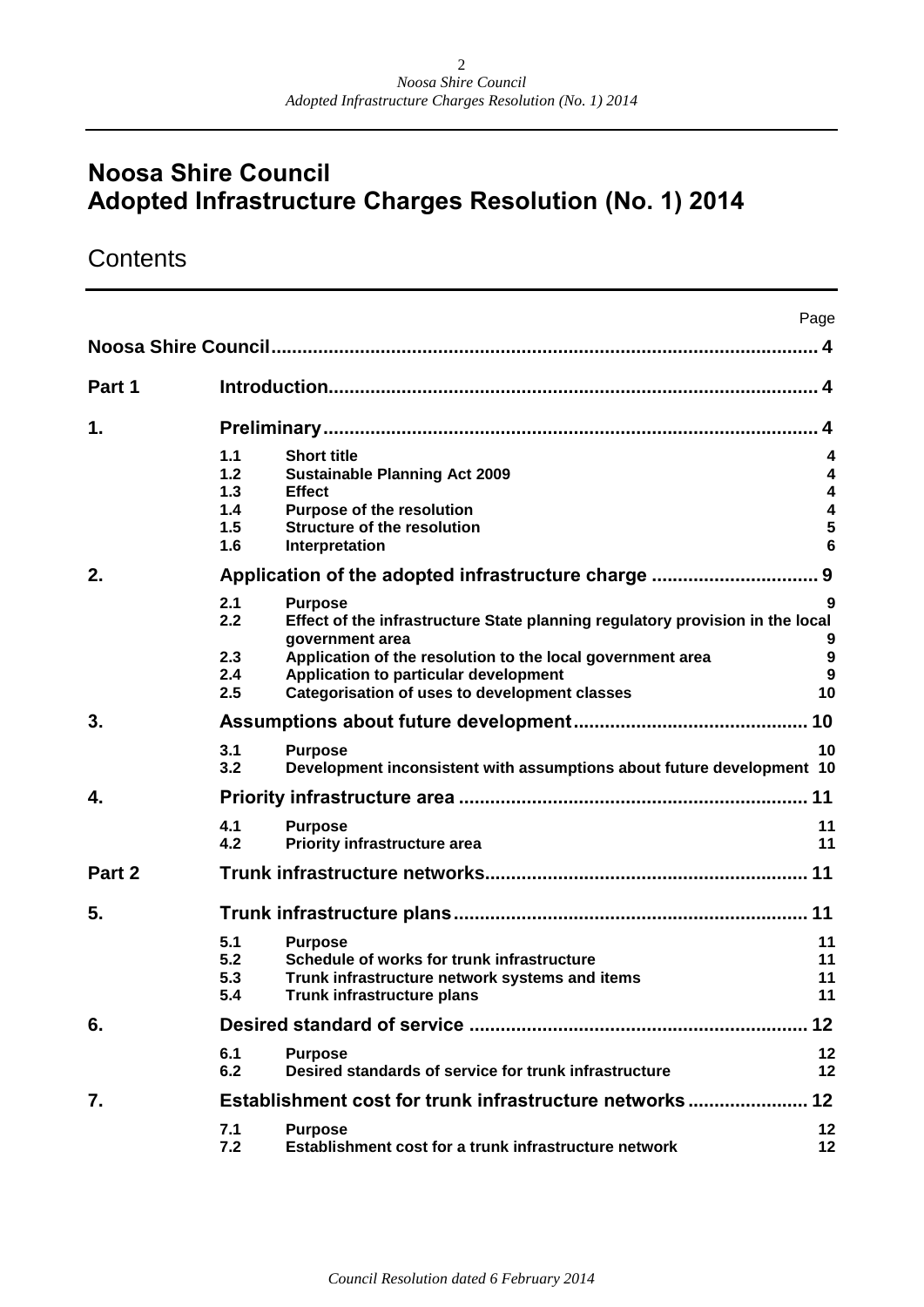# Noosa Shire Council
# Adopted Infrastructure Charges Resolution (No. 1) 2014

## Contents

| | | | Page |
|---|---|---|---|
| **Noosa Shire Council** | | | **4** |
| **Part 1** | **Introduction** | | **4** |
| **1.** | **Preliminary** | | **4** |
| | 1.1 | Short title | 4 |
| | 1.2 | Sustainable Planning Act 2009 | 4 |
| | 1.3 | Effect | 4 |
| | 1.4 | Purpose of the resolution | 4 |
| | 1.5 | Structure of the resolution | 5 |
| | 1.6 | Interpretation | 6 |
| **2.** | **Application of the adopted infrastructure charge** | | **9** |
| | 2.1 | Purpose | 9 |
| | 2.2 | Effect of the infrastructure State planning regulatory provision in the local government area | 9 |
| | 2.3 | Application of the resolution to the local government area | 9 |
| | 2.4 | Application to particular development | 9 |
| | 2.5 | Categorisation of uses to development classes | 10 |
| **3.** | **Assumptions about future development** | | **10** |
| | 3.1 | Purpose | 10 |
| | 3.2 | Development inconsistent with assumptions about future development | 10 |
| **4.** | **Priority infrastructure area** | | **11** |
| | 4.1 | Purpose | 11 |
| | 4.2 | Priority infrastructure area | 11 |
| **Part 2** | **Trunk infrastructure networks** | | **11** |
| **5.** | **Trunk infrastructure plans** | | **11** |
| | 5.1 | Purpose | 11 |
| | 5.2 | Schedule of works for trunk infrastructure | 11 |
| | 5.3 | Trunk infrastructure network systems and items | 11 |
| | 5.4 | Trunk infrastructure plans | 11 |
| **6.** | **Desired standard of service** | | **12** |
| | 6.1 | Purpose | 12 |
| | 6.2 | Desired standards of service for trunk infrastructure | 12 |
| **7.** | **Establishment cost for trunk infrastructure networks** | | **12** |
| | 7.1 | Purpose | 12 |
| | 7.2 | Establishment cost for a trunk infrastructure network | 12 |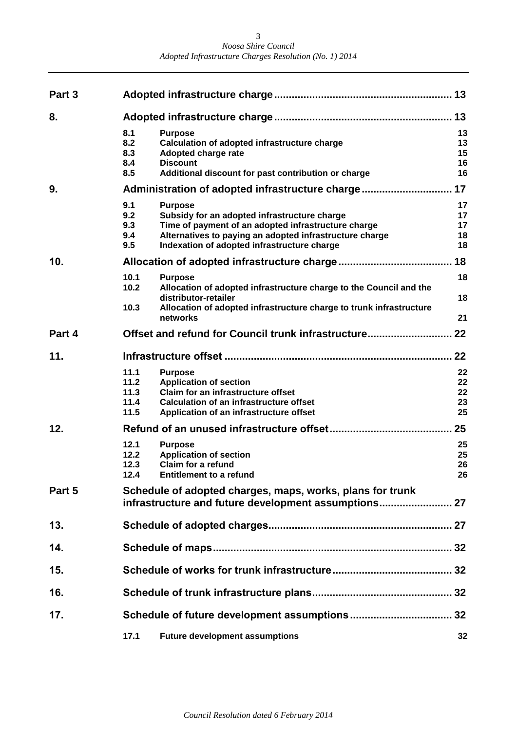| | | | |
|---|---|---|---|
| **Part 3** | **Adopted infrastructure charge** | | **13** |
| **8.** | **Adopted infrastructure charge** | | **13** |
| | **8.1** | **Purpose** | **13** |
| | **8.2** | **Calculation of adopted infrastructure charge** | **13** |
| | **8.3** | **Adopted charge rate** | **15** |
| | **8.4** | **Discount** | **16** |
| | **8.5** | **Additional discount for past contribution or charge** | **16** |
| **9.** | **Administration of adopted infrastructure charge** | | **17** |
| | **9.1** | **Purpose** | **17** |
| | **9.2** | **Subsidy for an adopted infrastructure charge** | **17** |
| | **9.3** | **Time of payment of an adopted infrastructure charge** | **17** |
| | **9.4** | **Alternatives to paying an adopted infrastructure charge** | **18** |
| | **9.5** | **Indexation of adopted infrastructure charge** | **18** |
| **10.** | **Allocation of adopted infrastructure charge** | | **18** |
| | **10.1** | **Purpose** | **18** |
| | **10.2** | **Allocation of adopted infrastructure charge to the Council and the distributor-retailer** | **18** |
| | **10.3** | **Allocation of adopted infrastructure charge to trunk infrastructure networks** | **21** |
| **Part 4** | **Offset and refund for Council trunk infrastructure** | | **22** |
| **11.** | **Infrastructure offset** | | **22** |
| | **11.1** | **Purpose** | **22** |
| | **11.2** | **Application of section** | **22** |
| | **11.3** | **Claim for an infrastructure offset** | **22** |
| | **11.4** | **Calculation of an infrastructure offset** | **23** |
| | **11.5** | **Application of an infrastructure offset** | **25** |
| **12.** | **Refund of an unused infrastructure offset** | | **25** |
| | **12.1** | **Purpose** | **25** |
| | **12.2** | **Application of section** | **25** |
| | **12.3** | **Claim for a refund** | **26** |
| | **12.4** | **Entitlement to a refund** | **26** |
| **Part 5** | **Schedule of adopted charges, maps, works, plans for trunk infrastructure and future development assumptions** | | **27** |
| **13.** | **Schedule of adopted charges** | | **27** |
| **14.** | **Schedule of maps** | | **32** |
| **15.** | **Schedule of works for trunk infrastructure** | | **32** |
| **16.** | **Schedule of trunk infrastructure plans** | | **32** |
| **17.** | **Schedule of future development assumptions** | | **32** |
| | **17.1** | **Future development assumptions** | **32** |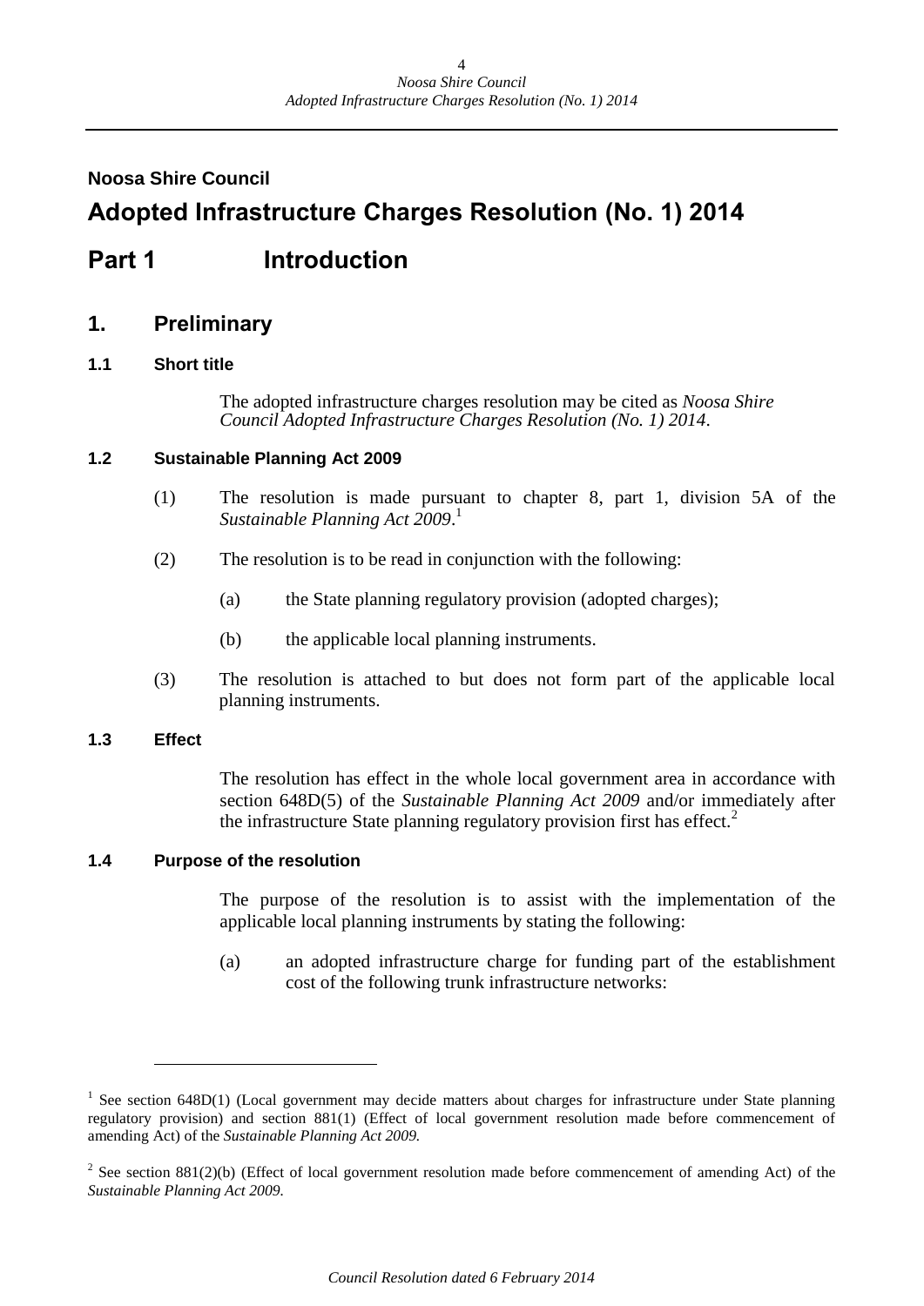**Noosa Shire Council**

# Adopted Infrastructure Charges Resolution (No. 1) 2014

# Part 1 Introduction

## 1. Preliminary

### 1.1 Short title

The adopted infrastructure charges resolution may be cited as *Noosa Shire Council Adopted Infrastructure Charges Resolution (No. 1) 2014*.

### 1.2 Sustainable Planning Act 2009

(1) The resolution is made pursuant to chapter 8, part 1, division 5A of the *Sustainable Planning Act 2009*.[1]

(2) The resolution is to be read in conjunction with the following:

(a) the State planning regulatory provision (adopted charges);

(b) the applicable local planning instruments.

(3) The resolution is attached to but does not form part of the applicable local planning instruments.

### 1.3 Effect

The resolution has effect in the whole local government area in accordance with section 648D(5) of the *Sustainable Planning Act 2009* and/or immediately after the infrastructure State planning regulatory provision first has effect.[2]

### 1.4 Purpose of the resolution

The purpose of the resolution is to assist with the implementation of the applicable local planning instruments by stating the following:

(a) an adopted infrastructure charge for funding part of the establishment cost of the following trunk infrastructure networks:

---

[1] See section 648D(1) (Local government may decide matters about charges for infrastructure under State planning regulatory provision) and section 881(1) (Effect of local government resolution made before commencement of amending Act) of the *Sustainable Planning Act 2009.*

[2] See section 881(2)(b) (Effect of local government resolution made before commencement of amending Act) of the *Sustainable Planning Act 2009.*

*Council Resolution dated 6 February 2014*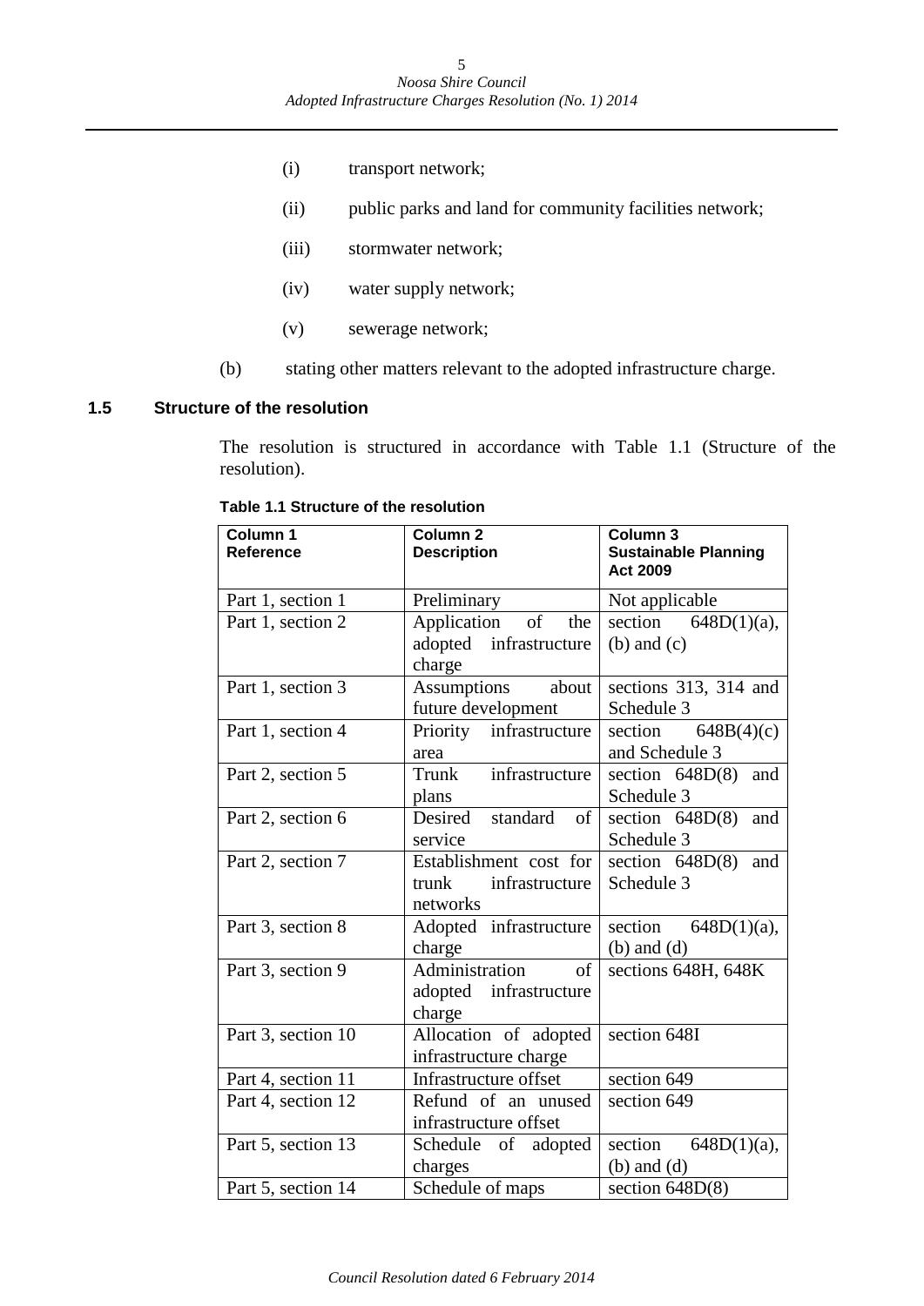(i) transport network;

(ii) public parks and land for community facilities network;

(iii) stormwater network;

(iv) water supply network;

(v) sewerage network;

(b) stating other matters relevant to the adopted infrastructure charge.

### 1.5 Structure of the resolution

The resolution is structured in accordance with Table 1.1 (Structure of the resolution).

**Table 1.1 Structure of the resolution**

| Column 1 Reference | Column 2 Description | Column 3 Sustainable Planning Act 2009 |
|---|---|---|
| Part 1, section 1 | Preliminary | Not applicable |
| Part 1, section 2 | Application of the adopted infrastructure charge | section 648D(1)(a), (b) and (c) |
| Part 1, section 3 | Assumptions about future development | sections 313, 314 and Schedule 3 |
| Part 1, section 4 | Priority infrastructure area | section 648B(4)(c) and Schedule 3 |
| Part 2, section 5 | Trunk infrastructure plans | section 648D(8) and Schedule 3 |
| Part 2, section 6 | Desired standard of service | section 648D(8) and Schedule 3 |
| Part 2, section 7 | Establishment cost for trunk infrastructure networks | section 648D(8) and Schedule 3 |
| Part 3, section 8 | Adopted infrastructure charge | section 648D(1)(a), (b) and (d) |
| Part 3, section 9 | Administration of adopted infrastructure charge | sections 648H, 648K |
| Part 3, section 10 | Allocation of adopted infrastructure charge | section 648I |
| Part 4, section 11 | Infrastructure offset | section 649 |
| Part 4, section 12 | Refund of an unused infrastructure offset | section 649 |
| Part 5, section 13 | Schedule of adopted charges | section 648D(1)(a), (b) and (d) |
| Part 5, section 14 | Schedule of maps | section 648D(8) |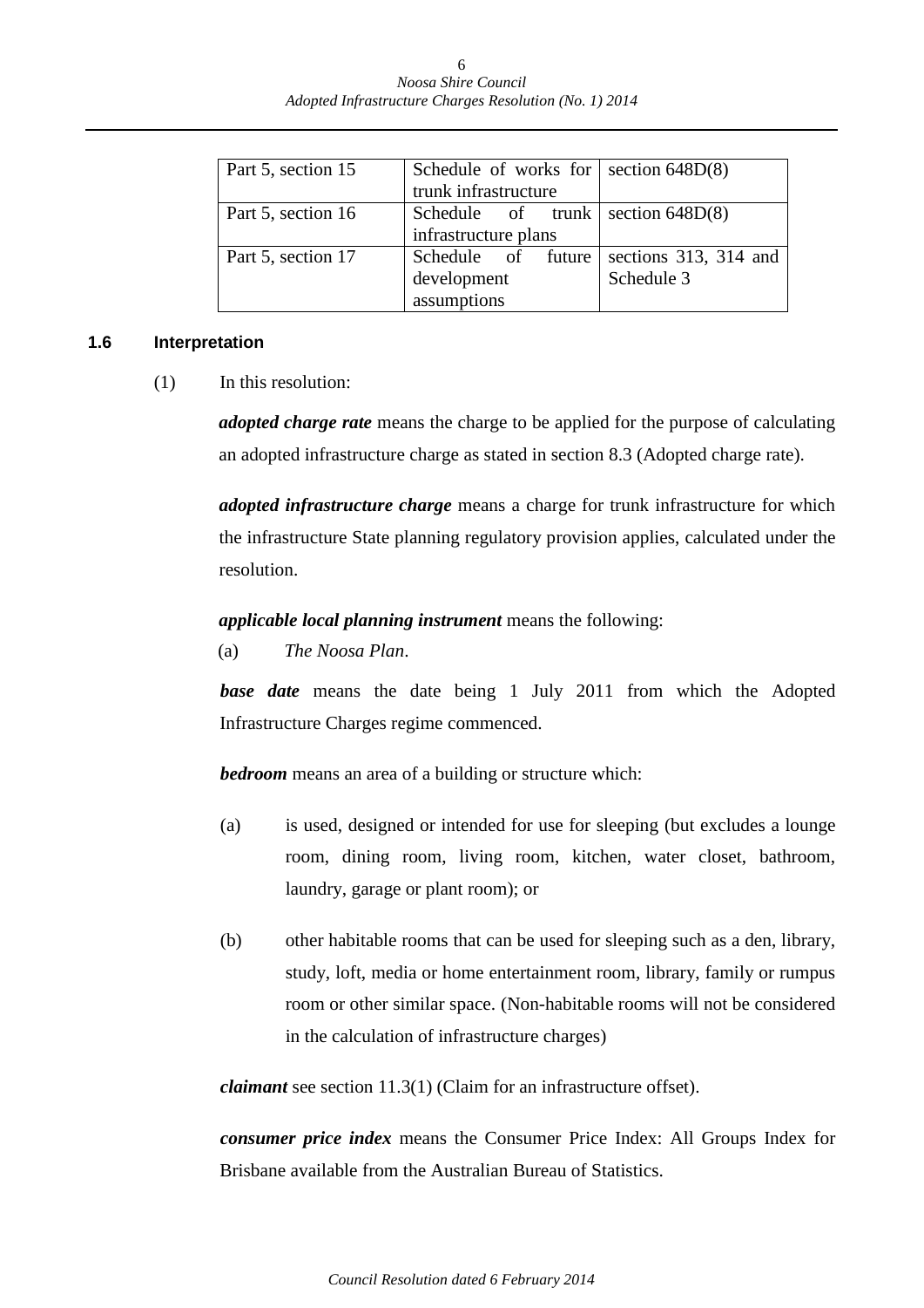| Part 5, section 15 | Schedule of works for trunk infrastructure | section 648D(8) |
| --- | --- | --- |
| Part 5, section 16 | Schedule of trunk infrastructure plans | section 648D(8) |
| Part 5, section 17 | Schedule of future development assumptions | sections 313, 314 and Schedule 3 |

### 1.6 Interpretation

(1) In this resolution:

***adopted charge rate*** means the charge to be applied for the purpose of calculating an adopted infrastructure charge as stated in section 8.3 (Adopted charge rate).

***adopted infrastructure charge*** means a charge for trunk infrastructure for which the infrastructure State planning regulatory provision applies, calculated under the resolution.

***applicable local planning instrument*** means the following:

(a) *The Noosa Plan*.

***base date*** means the date being 1 July 2011 from which the Adopted Infrastructure Charges regime commenced.

***bedroom*** means an area of a building or structure which:

(a) is used, designed or intended for use for sleeping (but excludes a lounge room, dining room, living room, kitchen, water closet, bathroom, laundry, garage or plant room); or

(b) other habitable rooms that can be used for sleeping such as a den, library, study, loft, media or home entertainment room, library, family or rumpus room or other similar space. (Non-habitable rooms will not be considered in the calculation of infrastructure charges)

***claimant*** see section 11.3(1) (Claim for an infrastructure offset).

***consumer price index*** means the Consumer Price Index: All Groups Index for Brisbane available from the Australian Bureau of Statistics.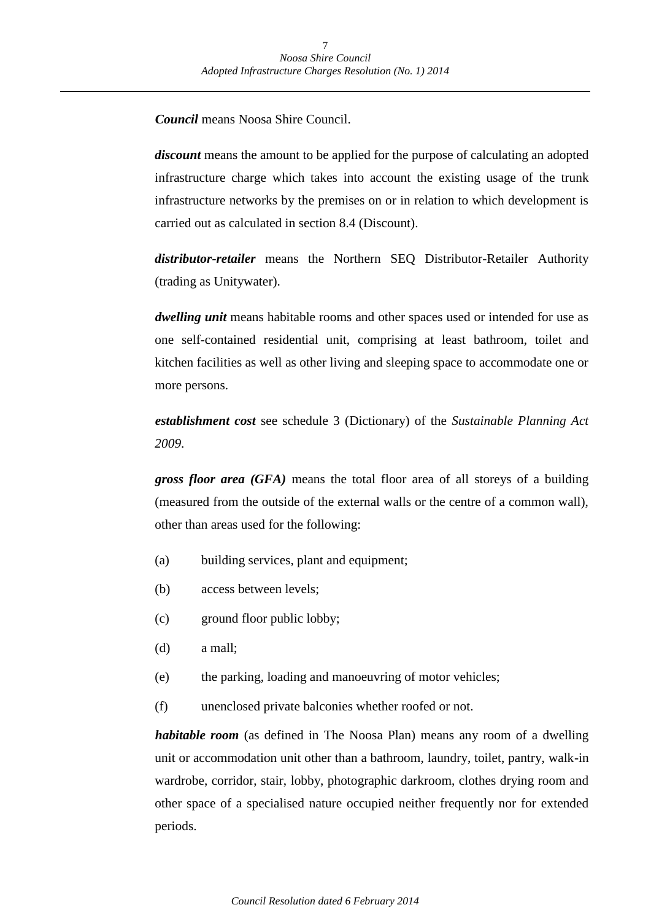***Council*** means Noosa Shire Council.

***discount*** means the amount to be applied for the purpose of calculating an adopted infrastructure charge which takes into account the existing usage of the trunk infrastructure networks by the premises on or in relation to which development is carried out as calculated in section 8.4 (Discount).

***distributor-retailer*** means the Northern SEQ Distributor-Retailer Authority (trading as Unitywater).

***dwelling unit*** means habitable rooms and other spaces used or intended for use as one self-contained residential unit, comprising at least bathroom, toilet and kitchen facilities as well as other living and sleeping space to accommodate one or more persons.

***establishment cost*** see schedule 3 (Dictionary) of the *Sustainable Planning Act 2009*.

***gross floor area (GFA)*** means the total floor area of all storeys of a building (measured from the outside of the external walls or the centre of a common wall), other than areas used for the following:

(a) building services, plant and equipment;

(b) access between levels;

(c) ground floor public lobby;

(d) a mall;

(e) the parking, loading and manoeuvring of motor vehicles;

(f) unenclosed private balconies whether roofed or not.

***habitable room*** (as defined in The Noosa Plan) means any room of a dwelling unit or accommodation unit other than a bathroom, laundry, toilet, pantry, walk-in wardrobe, corridor, stair, lobby, photographic darkroom, clothes drying room and other space of a specialised nature occupied neither frequently nor for extended periods.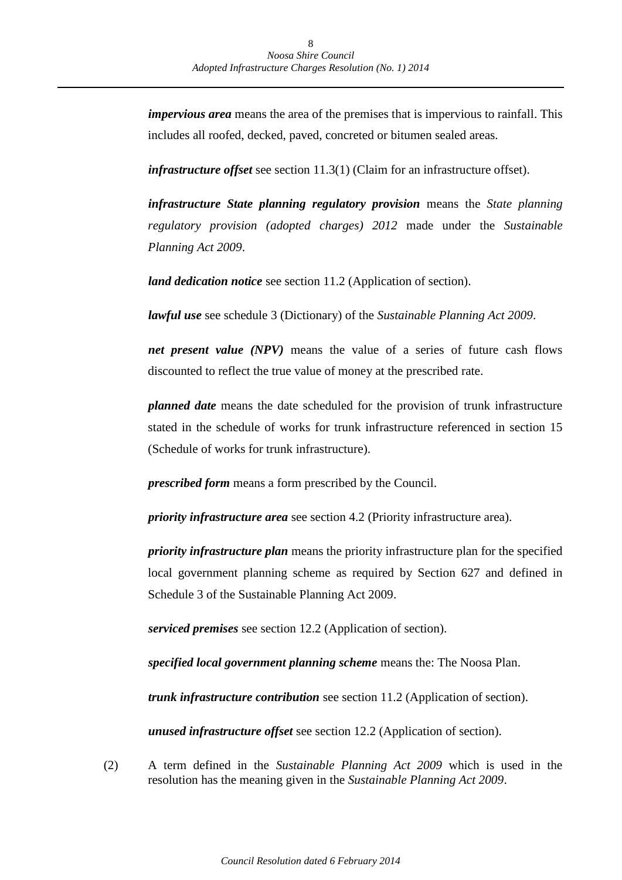***impervious area*** means the area of the premises that is impervious to rainfall. This includes all roofed, decked, paved, concreted or bitumen sealed areas.

***infrastructure offset*** see section 11.3(1) (Claim for an infrastructure offset).

***infrastructure State planning regulatory provision*** means the *State planning regulatory provision (adopted charges) 2012* made under the *Sustainable Planning Act 2009*.

***land dedication notice*** see section 11.2 (Application of section).

***lawful use*** see schedule 3 (Dictionary) of the *Sustainable Planning Act 2009*.

***net present value (NPV)*** means the value of a series of future cash flows discounted to reflect the true value of money at the prescribed rate.

***planned date*** means the date scheduled for the provision of trunk infrastructure stated in the schedule of works for trunk infrastructure referenced in section 15 (Schedule of works for trunk infrastructure).

***prescribed form*** means a form prescribed by the Council.

***priority infrastructure area*** see section 4.2 (Priority infrastructure area).

***priority infrastructure plan*** means the priority infrastructure plan for the specified local government planning scheme as required by Section 627 and defined in Schedule 3 of the Sustainable Planning Act 2009.

***serviced premises*** see section 12.2 (Application of section).

***specified local government planning scheme*** means the: The Noosa Plan.

***trunk infrastructure contribution*** see section 11.2 (Application of section).

***unused infrastructure offset*** see section 12.2 (Application of section).

(2) A term defined in the *Sustainable Planning Act 2009* which is used in the resolution has the meaning given in the *Sustainable Planning Act 2009*.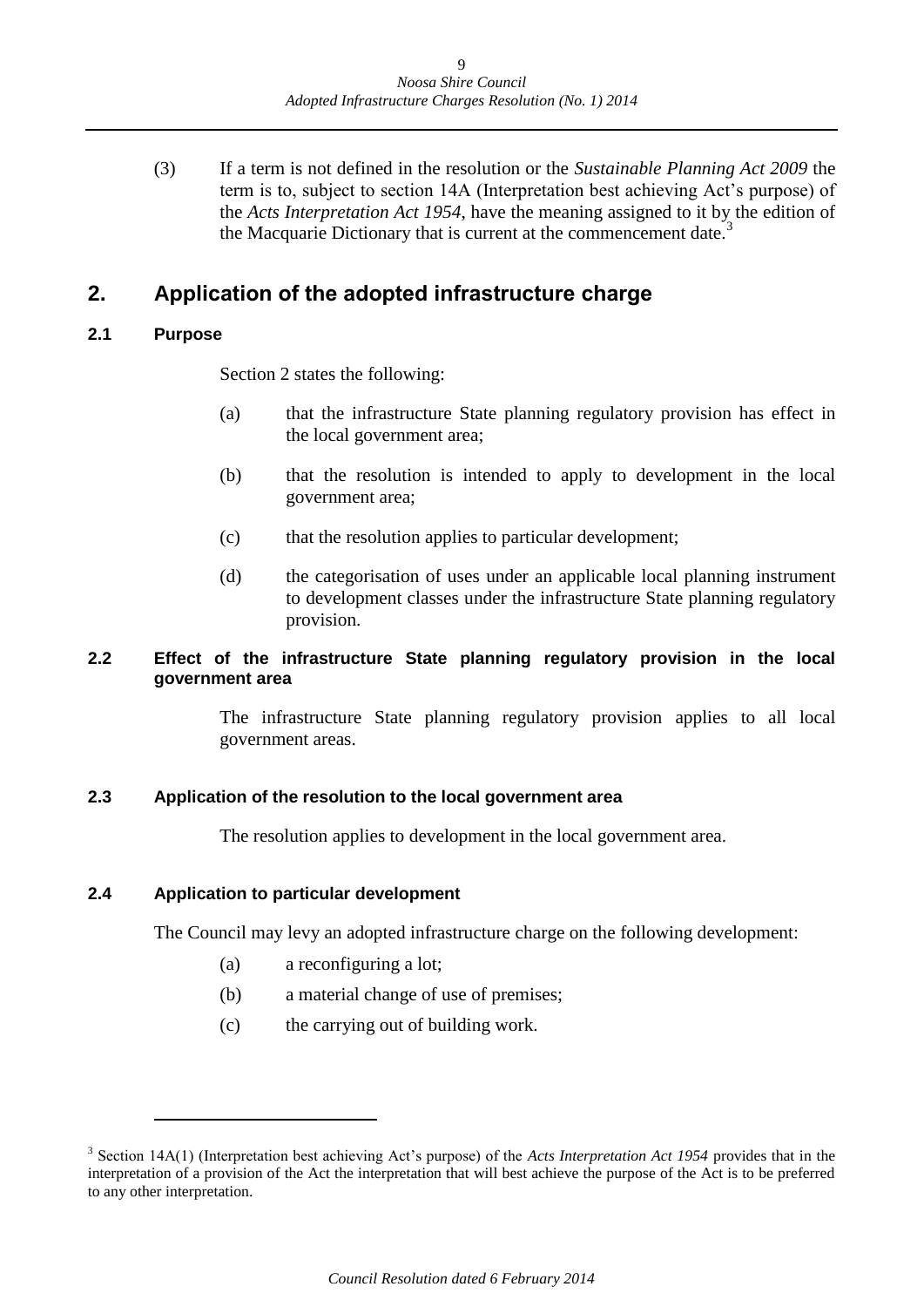(3) If a term is not defined in the resolution or the *Sustainable Planning Act 2009* the term is to, subject to section 14A (Interpretation best achieving Act's purpose) of the *Acts Interpretation Act 1954*, have the meaning assigned to it by the edition of the Macquarie Dictionary that is current at the commencement date.[3]

## 2. Application of the adopted infrastructure charge

### 2.1 Purpose

Section 2 states the following:

(a) that the infrastructure State planning regulatory provision has effect in the local government area;

(b) that the resolution is intended to apply to development in the local government area;

(c) that the resolution applies to particular development;

(d) the categorisation of uses under an applicable local planning instrument to development classes under the infrastructure State planning regulatory provision.

### 2.2 Effect of the infrastructure State planning regulatory provision in the local government area

The infrastructure State planning regulatory provision applies to all local government areas.

### 2.3 Application of the resolution to the local government area

The resolution applies to development in the local government area.

### 2.4 Application to particular development

The Council may levy an adopted infrastructure charge on the following development:

(a) a reconfiguring a lot;

(b) a material change of use of premises;

(c) the carrying out of building work.

---

[3] Section 14A(1) (Interpretation best achieving Act's purpose) of the *Acts Interpretation Act 1954* provides that in the interpretation of a provision of the Act the interpretation that will best achieve the purpose of the Act is to be preferred to any other interpretation.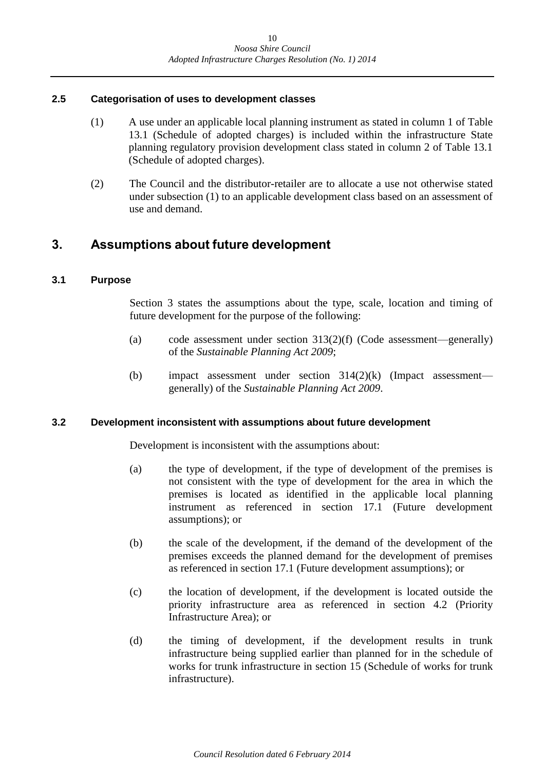### 2.5 Categorisation of uses to development classes

(1) A use under an applicable local planning instrument as stated in column 1 of Table 13.1 (Schedule of adopted charges) is included within the infrastructure State planning regulatory provision development class stated in column 2 of Table 13.1 (Schedule of adopted charges).

(2) The Council and the distributor-retailer are to allocate a use not otherwise stated under subsection (1) to an applicable development class based on an assessment of use and demand.

## 3. Assumptions about future development

### 3.1 Purpose

Section 3 states the assumptions about the type, scale, location and timing of future development for the purpose of the following:

(a) code assessment under section 313(2)(f) (Code assessment—generally) of the *Sustainable Planning Act 2009*;

(b) impact assessment under section 314(2)(k) (Impact assessment—generally) of the *Sustainable Planning Act 2009*.

### 3.2 Development inconsistent with assumptions about future development

Development is inconsistent with the assumptions about:

(a) the type of development, if the type of development of the premises is not consistent with the type of development for the area in which the premises is located as identified in the applicable local planning instrument as referenced in section 17.1 (Future development assumptions); or

(b) the scale of the development, if the demand of the development of the premises exceeds the planned demand for the development of premises as referenced in section 17.1 (Future development assumptions); or

(c) the location of development, if the development is located outside the priority infrastructure area as referenced in section 4.2 (Priority Infrastructure Area); or

(d) the timing of development, if the development results in trunk infrastructure being supplied earlier than planned for in the schedule of works for trunk infrastructure in section 15 (Schedule of works for trunk infrastructure).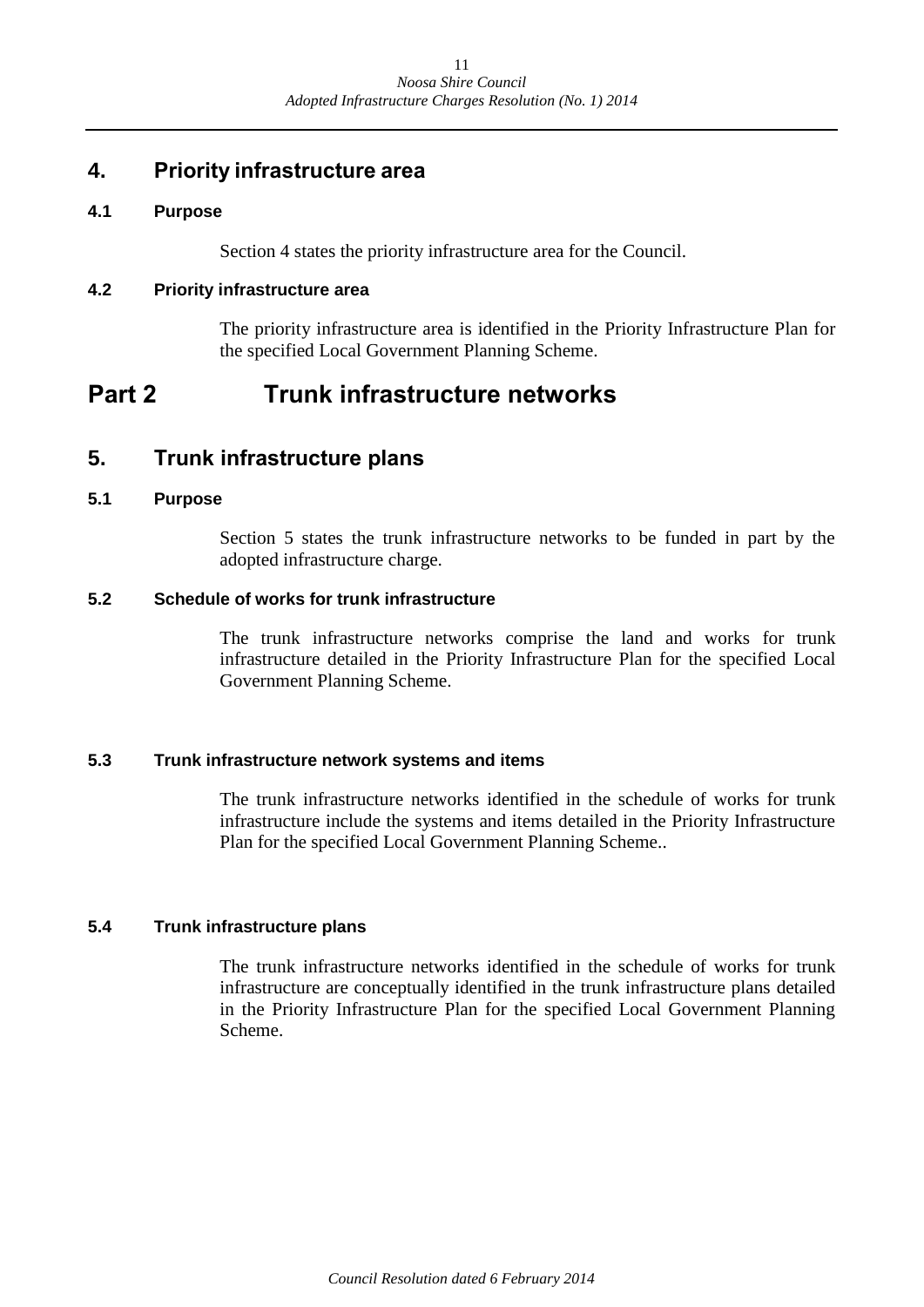## 4. Priority infrastructure area

### 4.1 Purpose

Section 4 states the priority infrastructure area for the Council.

### 4.2 Priority infrastructure area

The priority infrastructure area is identified in the Priority Infrastructure Plan for the specified Local Government Planning Scheme.

# Part 2 Trunk infrastructure networks

## 5. Trunk infrastructure plans

### 5.1 Purpose

Section 5 states the trunk infrastructure networks to be funded in part by the adopted infrastructure charge.

### 5.2 Schedule of works for trunk infrastructure

The trunk infrastructure networks comprise the land and works for trunk infrastructure detailed in the Priority Infrastructure Plan for the specified Local Government Planning Scheme.

### 5.3 Trunk infrastructure network systems and items

The trunk infrastructure networks identified in the schedule of works for trunk infrastructure include the systems and items detailed in the Priority Infrastructure Plan for the specified Local Government Planning Scheme..

### 5.4 Trunk infrastructure plans

The trunk infrastructure networks identified in the schedule of works for trunk infrastructure are conceptually identified in the trunk infrastructure plans detailed in the Priority Infrastructure Plan for the specified Local Government Planning Scheme.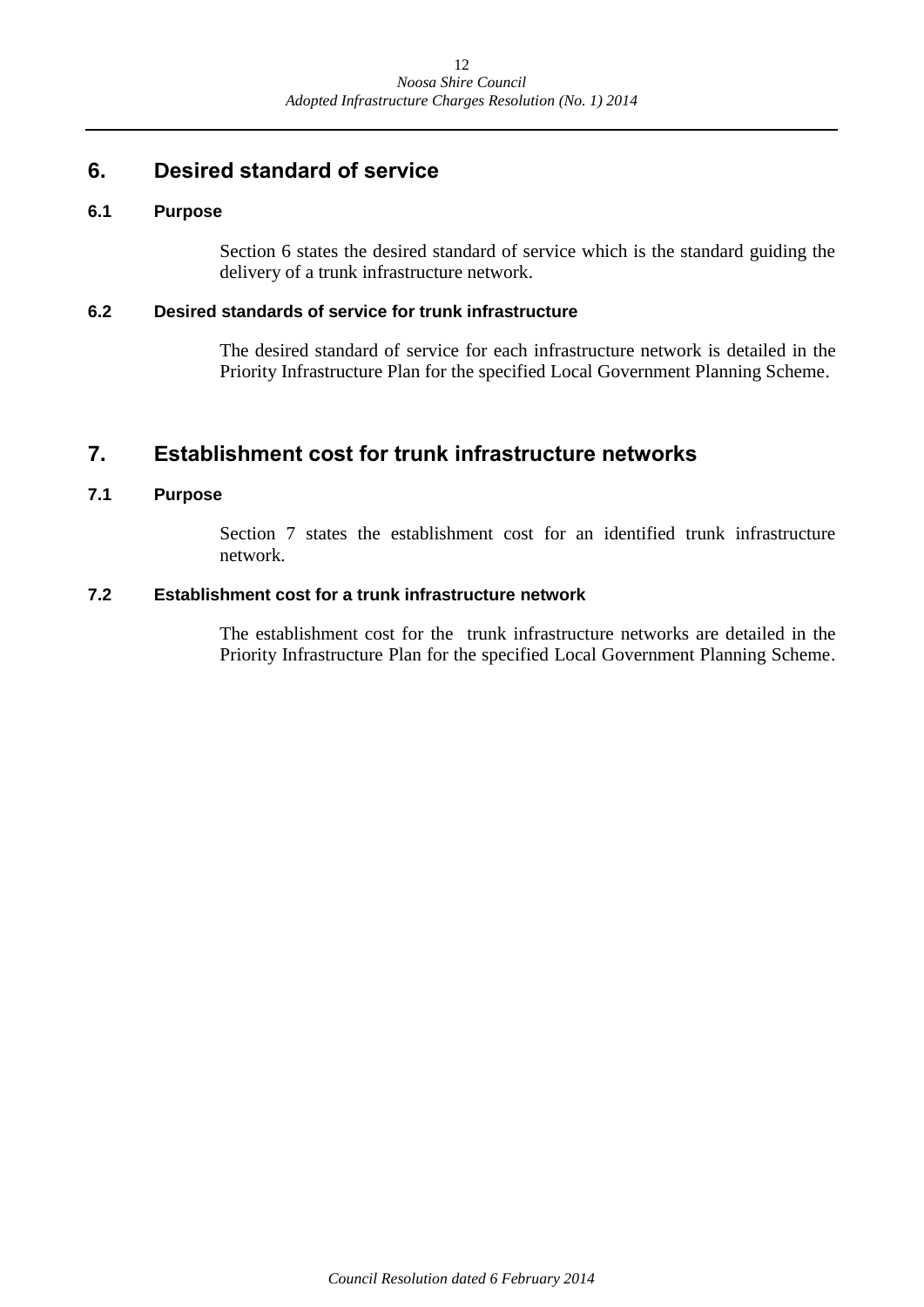## 6. Desired standard of service

### 6.1 Purpose

Section 6 states the desired standard of service which is the standard guiding the delivery of a trunk infrastructure network.

### 6.2 Desired standards of service for trunk infrastructure

The desired standard of service for each infrastructure network is detailed in the Priority Infrastructure Plan for the specified Local Government Planning Scheme.

## 7. Establishment cost for trunk infrastructure networks

### 7.1 Purpose

Section 7 states the establishment cost for an identified trunk infrastructure network.

### 7.2 Establishment cost for a trunk infrastructure network

The establishment cost for the trunk infrastructure networks are detailed in the Priority Infrastructure Plan for the specified Local Government Planning Scheme.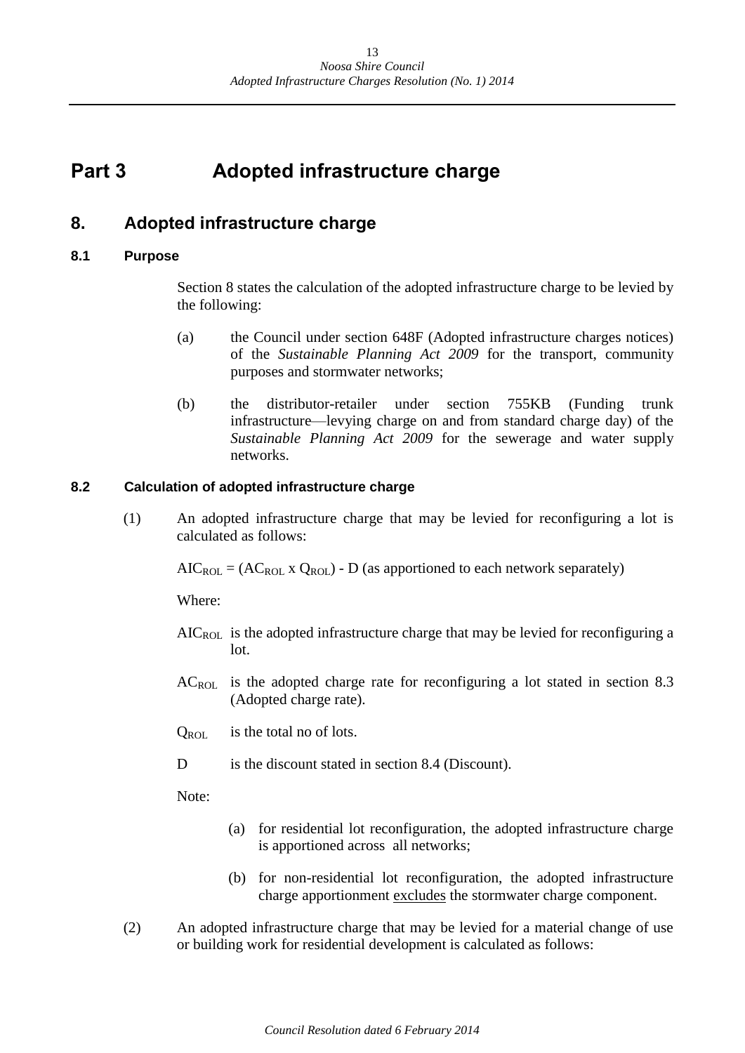# Part 3 Adopted infrastructure charge

## 8. Adopted infrastructure charge

### 8.1 Purpose

Section 8 states the calculation of the adopted infrastructure charge to be levied by the following:

(a) the Council under section 648F (Adopted infrastructure charges notices) of the *Sustainable Planning Act 2009* for the transport, community purposes and stormwater networks;

(b) the distributor-retailer under section 755KB (Funding trunk infrastructure—levying charge on and from standard charge day) of the *Sustainable Planning Act 2009* for the sewerage and water supply networks.

### 8.2 Calculation of adopted infrastructure charge

(1) An adopted infrastructure charge that may be levied for reconfiguring a lot is calculated as follows:

$AIC_{ROL} = (AC_{ROL} \times Q_{ROL}) - D$ (as apportioned to each network separately)

Where:

$AIC_{ROL}$ is the adopted infrastructure charge that may be levied for reconfiguring a lot.

$AC_{ROL}$ is the adopted charge rate for reconfiguring a lot stated in section 8.3 (Adopted charge rate).

$Q_{ROL}$ is the total no of lots.

D is the discount stated in section 8.4 (Discount).

Note:

(a) for residential lot reconfiguration, the adopted infrastructure charge is apportioned across all networks;

(b) for non-residential lot reconfiguration, the adopted infrastructure charge apportionment excludes the stormwater charge component.

(2) An adopted infrastructure charge that may be levied for a material change of use or building work for residential development is calculated as follows: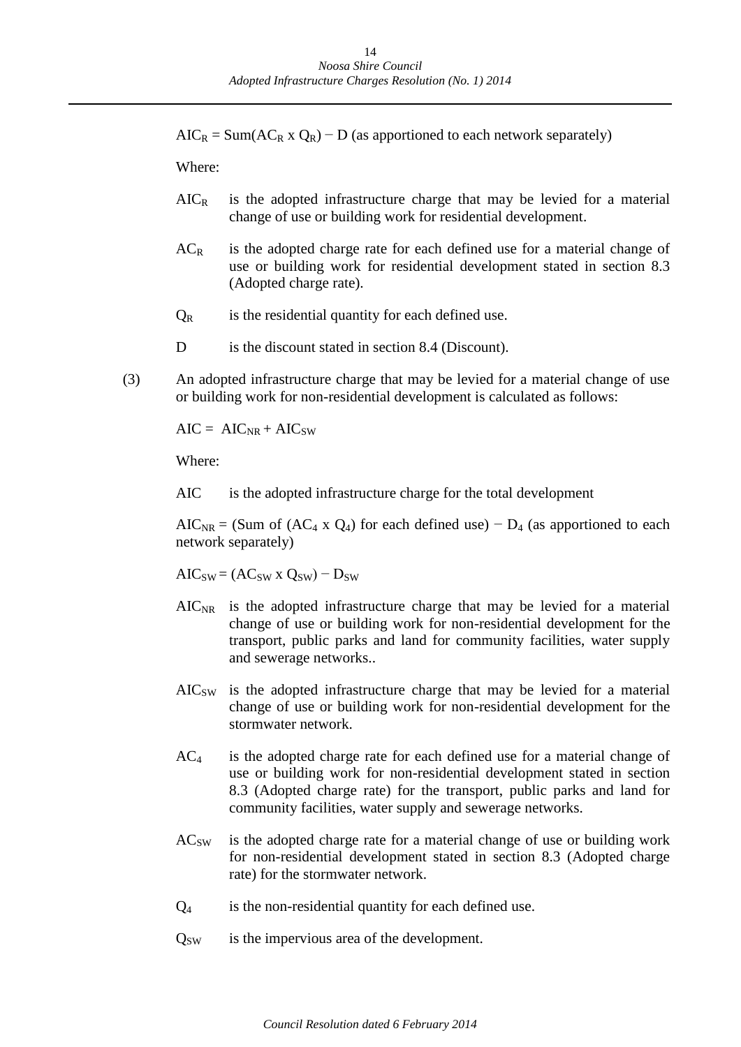$AIC_R = Sum(AC_R \times Q_R) - D$ (as apportioned to each network separately)

Where:

$AIC_R$ is the adopted infrastructure charge that may be levied for a material change of use or building work for residential development.

$AC_R$ is the adopted charge rate for each defined use for a material change of use or building work for residential development stated in section 8.3 (Adopted charge rate).

$Q_R$ is the residential quantity for each defined use.

D is the discount stated in section 8.4 (Discount).

(3) An adopted infrastructure charge that may be levied for a material change of use or building work for non-residential development is calculated as follows:

$AIC = AIC_{NR} + AIC_{SW}$

Where:

AIC is the adopted infrastructure charge for the total development

$AIC_{NR}$ = (Sum of ($AC_4 \times Q_4$) for each defined use) − $D_4$ (as apportioned to each network separately)

$AIC_{SW} = (AC_{SW} \times Q_{SW}) - D_{SW}$

$AIC_{NR}$ is the adopted infrastructure charge that may be levied for a material change of use or building work for non-residential development for the transport, public parks and land for community facilities, water supply and sewerage networks..

$AIC_{SW}$ is the adopted infrastructure charge that may be levied for a material change of use or building work for non-residential development for the stormwater network.

$AC_4$ is the adopted charge rate for each defined use for a material change of use or building work for non-residential development stated in section 8.3 (Adopted charge rate) for the transport, public parks and land for community facilities, water supply and sewerage networks.

$AC_{SW}$ is the adopted charge rate for a material change of use or building work for non-residential development stated in section 8.3 (Adopted charge rate) for the stormwater network.

$Q_4$ is the non-residential quantity for each defined use.

$Q_{SW}$ is the impervious area of the development.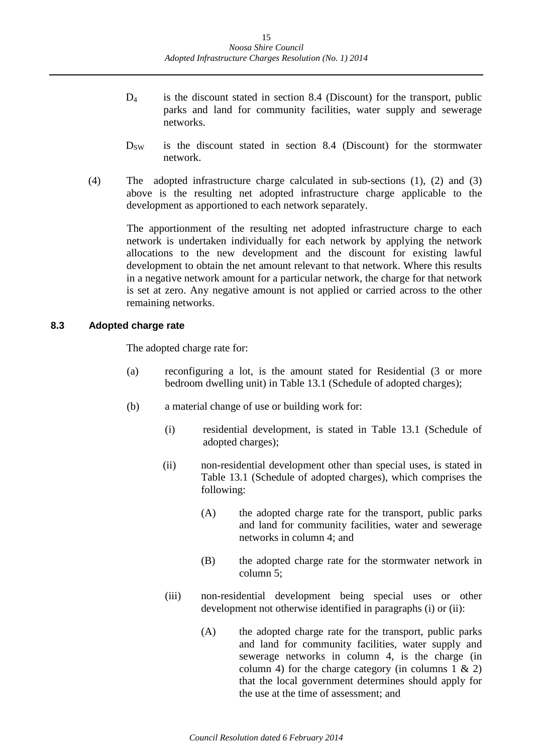$D_4$ is the discount stated in section 8.4 (Discount) for the transport, public parks and land for community facilities, water supply and sewerage networks.

$D_{SW}$ is the discount stated in section 8.4 (Discount) for the stormwater network.

(4) The adopted infrastructure charge calculated in sub-sections (1), (2) and (3) above is the resulting net adopted infrastructure charge applicable to the development as apportioned to each network separately.

The apportionment of the resulting net adopted infrastructure charge to each network is undertaken individually for each network by applying the network allocations to the new development and the discount for existing lawful development to obtain the net amount relevant to that network. Where this results in a negative network amount for a particular network, the charge for that network is set at zero. Any negative amount is not applied or carried across to the other remaining networks.

### 8.3 Adopted charge rate

The adopted charge rate for:

(a) reconfiguring a lot, is the amount stated for Residential (3 or more bedroom dwelling unit) in Table 13.1 (Schedule of adopted charges);

(b) a material change of use or building work for:

(i) residential development, is stated in Table 13.1 (Schedule of adopted charges);

(ii) non-residential development other than special uses, is stated in Table 13.1 (Schedule of adopted charges), which comprises the following:

(A) the adopted charge rate for the transport, public parks and land for community facilities, water and sewerage networks in column 4; and

(B) the adopted charge rate for the stormwater network in column 5;

(iii) non-residential development being special uses or other development not otherwise identified in paragraphs (i) or (ii):

(A) the adopted charge rate for the transport, public parks and land for community facilities, water supply and sewerage networks in column 4, is the charge (in column 4) for the charge category (in columns 1 & 2) that the local government determines should apply for the use at the time of assessment; and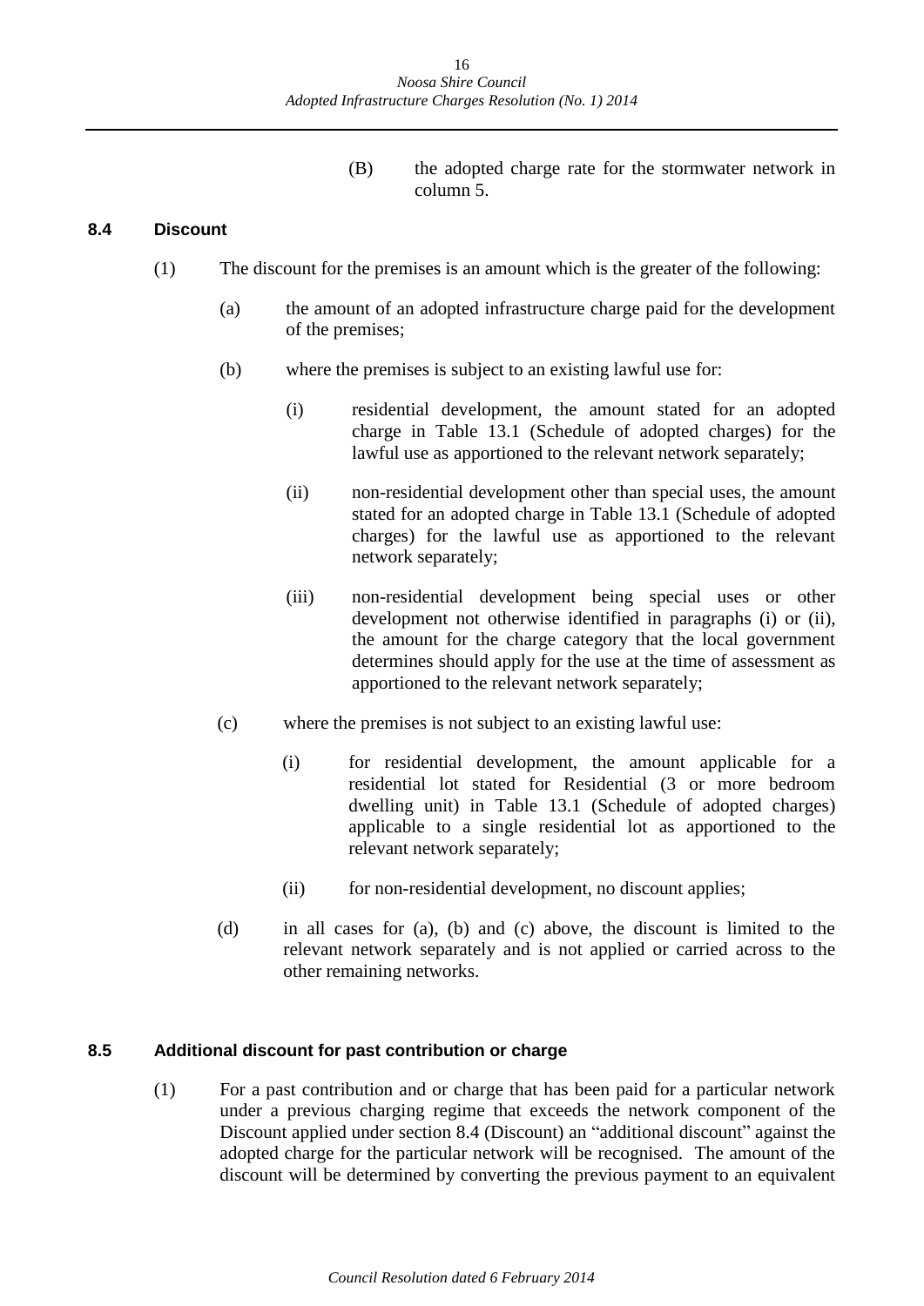(B) the adopted charge rate for the stormwater network in column 5.

### 8.4 Discount

(1) The discount for the premises is an amount which is the greater of the following:

(a) the amount of an adopted infrastructure charge paid for the development of the premises;

(b) where the premises is subject to an existing lawful use for:

(i) residential development, the amount stated for an adopted charge in Table 13.1 (Schedule of adopted charges) for the lawful use as apportioned to the relevant network separately;

(ii) non-residential development other than special uses, the amount stated for an adopted charge in Table 13.1 (Schedule of adopted charges) for the lawful use as apportioned to the relevant network separately;

(iii) non-residential development being special uses or other development not otherwise identified in paragraphs (i) or (ii), the amount for the charge category that the local government determines should apply for the use at the time of assessment as apportioned to the relevant network separately;

(c) where the premises is not subject to an existing lawful use:

(i) for residential development, the amount applicable for a residential lot stated for Residential (3 or more bedroom dwelling unit) in Table 13.1 (Schedule of adopted charges) applicable to a single residential lot as apportioned to the relevant network separately;

(ii) for non-residential development, no discount applies;

(d) in all cases for (a), (b) and (c) above, the discount is limited to the relevant network separately and is not applied or carried across to the other remaining networks.

### 8.5 Additional discount for past contribution or charge

(1) For a past contribution and or charge that has been paid for a particular network under a previous charging regime that exceeds the network component of the Discount applied under section 8.4 (Discount) an "additional discount" against the adopted charge for the particular network will be recognised. The amount of the discount will be determined by converting the previous payment to an equivalent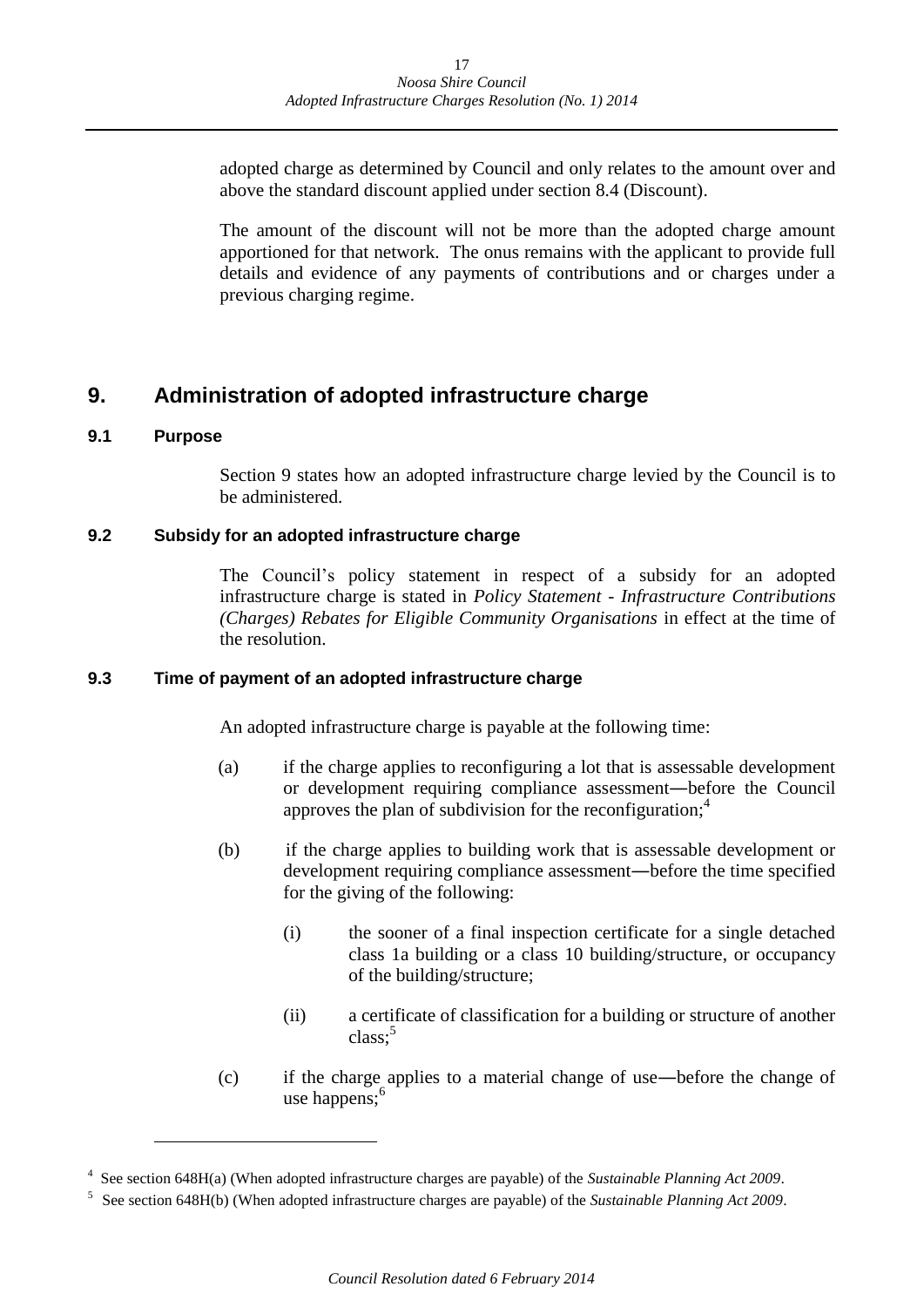adopted charge as determined by Council and only relates to the amount over and above the standard discount applied under section 8.4 (Discount).

The amount of the discount will not be more than the adopted charge amount apportioned for that network. The onus remains with the applicant to provide full details and evidence of any payments of contributions and or charges under a previous charging regime.

# 9. Administration of adopted infrastructure charge

## 9.1 Purpose

Section 9 states how an adopted infrastructure charge levied by the Council is to be administered.

## 9.2 Subsidy for an adopted infrastructure charge

The Council's policy statement in respect of a subsidy for an adopted infrastructure charge is stated in *Policy Statement - Infrastructure Contributions (Charges) Rebates for Eligible Community Organisations* in effect at the time of the resolution.

## 9.3 Time of payment of an adopted infrastructure charge

An adopted infrastructure charge is payable at the following time:

(a) if the charge applies to reconfiguring a lot that is assessable development or development requiring compliance assessment—before the Council approves the plan of subdivision for the reconfiguration;[4]

(b) if the charge applies to building work that is assessable development or development requiring compliance assessment—before the time specified for the giving of the following:

(i) the sooner of a final inspection certificate for a single detached class 1a building or a class 10 building/structure, or occupancy of the building/structure;

(ii) a certificate of classification for a building or structure of another class;[5]

(c) if the charge applies to a material change of use—before the change of use happens;[6]

---

[4] See section 648H(a) (When adopted infrastructure charges are payable) of the *Sustainable Planning Act 2009*.

[5] See section 648H(b) (When adopted infrastructure charges are payable) of the *Sustainable Planning Act 2009*.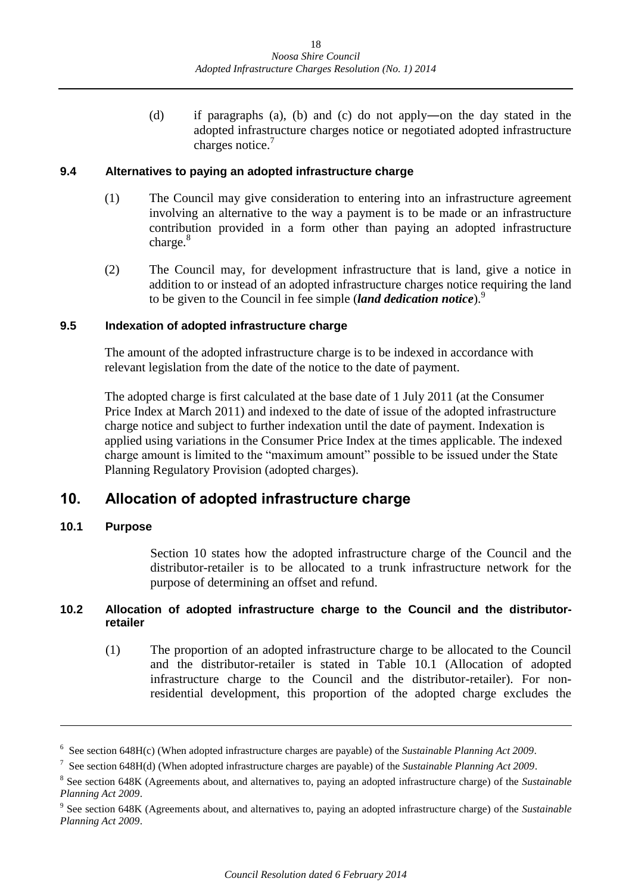(d) if paragraphs (a), (b) and (c) do not apply―on the day stated in the adopted infrastructure charges notice or negotiated adopted infrastructure charges notice.[7]

### 9.4 Alternatives to paying an adopted infrastructure charge

(1) The Council may give consideration to entering into an infrastructure agreement involving an alternative to the way a payment is to be made or an infrastructure contribution provided in a form other than paying an adopted infrastructure charge.[8]

(2) The Council may, for development infrastructure that is land, give a notice in addition to or instead of an adopted infrastructure charges notice requiring the land to be given to the Council in fee simple (***land dedication notice***).[9]

### 9.5 Indexation of adopted infrastructure charge

The amount of the adopted infrastructure charge is to be indexed in accordance with relevant legislation from the date of the notice to the date of payment.

The adopted charge is first calculated at the base date of 1 July 2011 (at the Consumer Price Index at March 2011) and indexed to the date of issue of the adopted infrastructure charge notice and subject to further indexation until the date of payment. Indexation is applied using variations in the Consumer Price Index at the times applicable. The indexed charge amount is limited to the "maximum amount" possible to be issued under the State Planning Regulatory Provision (adopted charges).

## 10. Allocation of adopted infrastructure charge

### 10.1 Purpose

Section 10 states how the adopted infrastructure charge of the Council and the distributor-retailer is to be allocated to a trunk infrastructure network for the purpose of determining an offset and refund.

### 10.2 Allocation of adopted infrastructure charge to the Council and the distributor-retailer

(1) The proportion of an adopted infrastructure charge to be allocated to the Council and the distributor-retailer is stated in Table 10.1 (Allocation of adopted infrastructure charge to the Council and the distributor-retailer). For non-residential development, this proportion of the adopted charge excludes the

---

[6] See section 648H(c) (When adopted infrastructure charges are payable) of the *Sustainable Planning Act 2009*.

[7] See section 648H(d) (When adopted infrastructure charges are payable) of the *Sustainable Planning Act 2009*.

[8] See section 648K (Agreements about, and alternatives to, paying an adopted infrastructure charge) of the *Sustainable Planning Act 2009*.

[9] See section 648K (Agreements about, and alternatives to, paying an adopted infrastructure charge) of the *Sustainable Planning Act 2009*.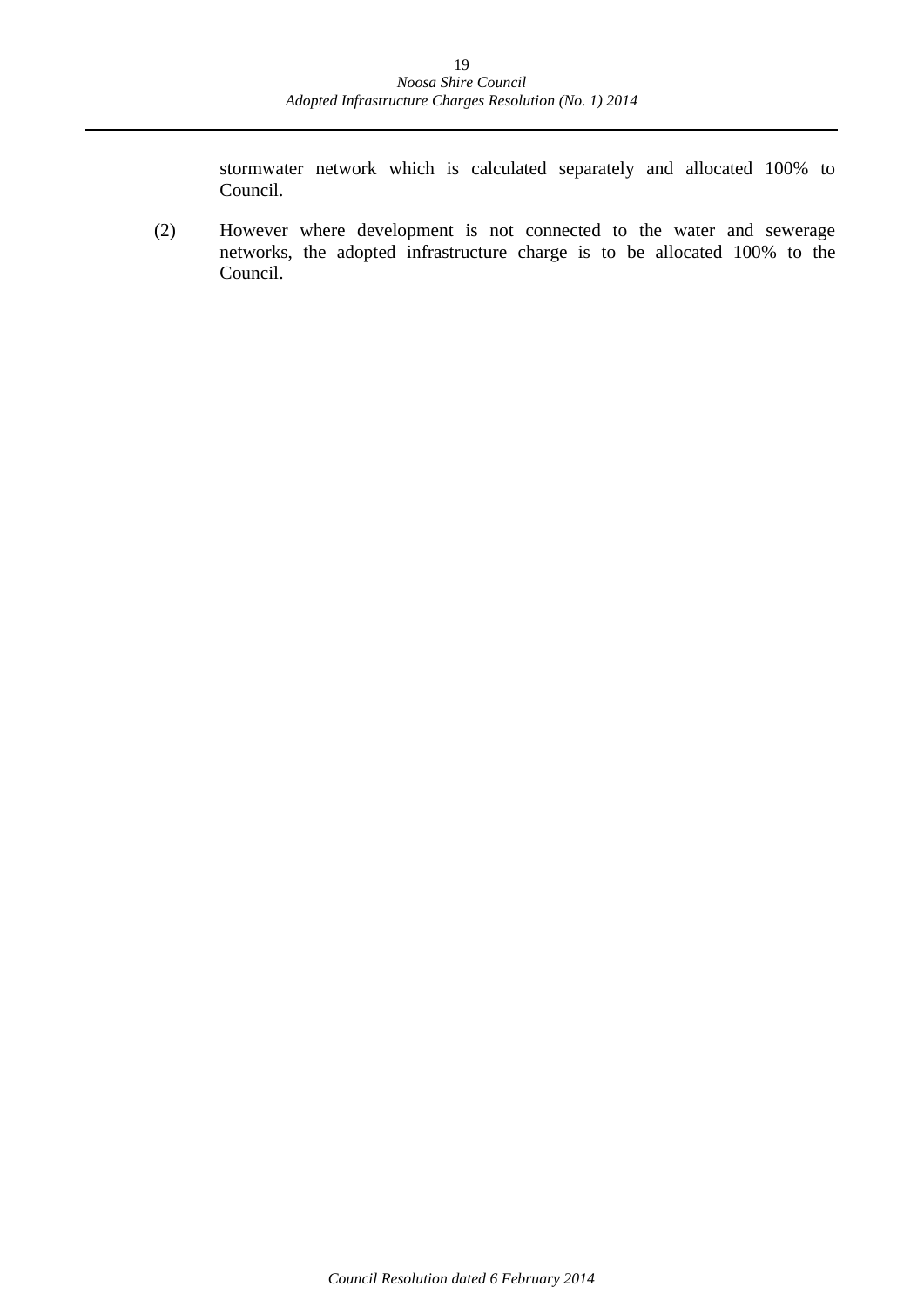stormwater network which is calculated separately and allocated 100% to Council.

(2) However where development is not connected to the water and sewerage networks, the adopted infrastructure charge is to be allocated 100% to the Council.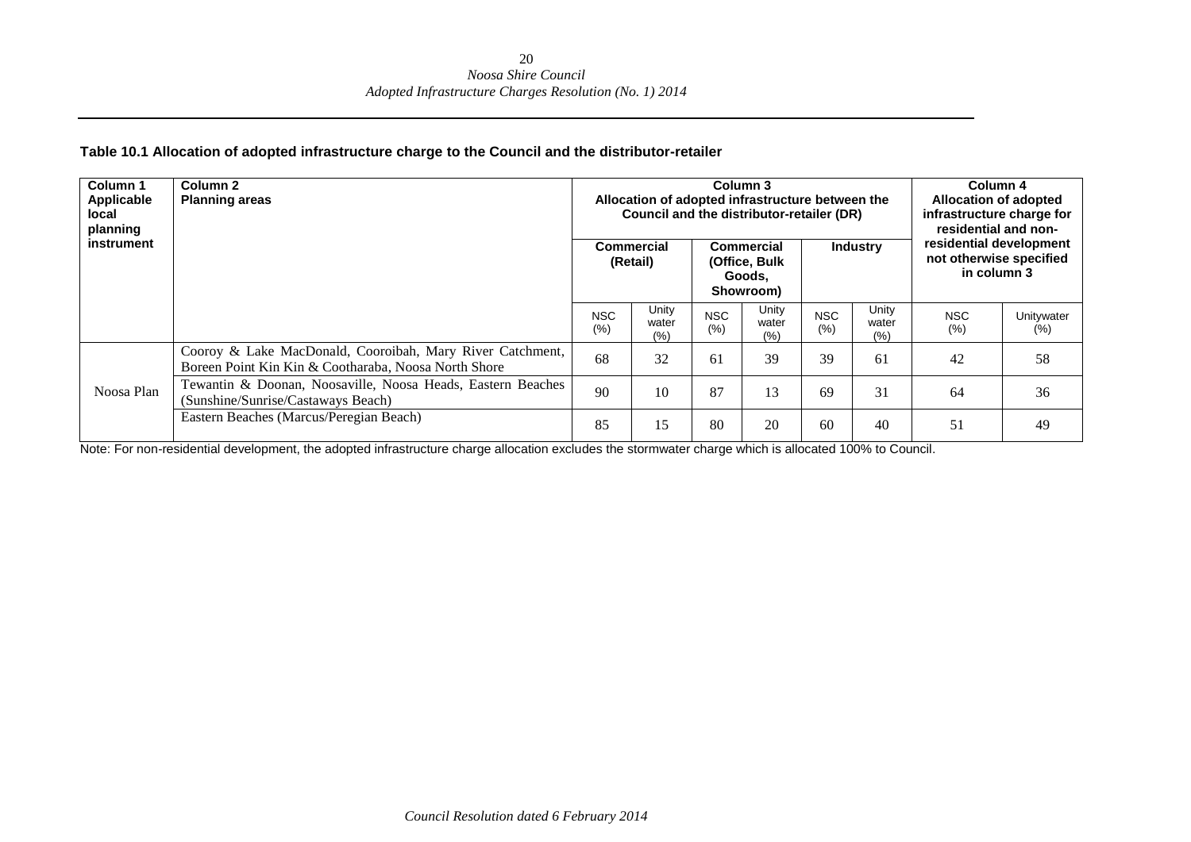**Table 10.1 Allocation of adopted infrastructure charge to the Council and the distributor-retailer**

| Column 1 Applicable local planning instrument | Column 2 Planning areas | Column 3 Allocation of adopted infrastructure between the Council and the distributor-retailer (DR) | | | | | | Column 4 Allocation of adopted infrastructure charge for residential and non-residential development not otherwise specified in column 3 | |
|---|---|---|---|---|---|---|---|---|---|
| | | Commercial (Retail) | | Commercial (Office, Bulk Goods, Showroom) | | Industry | | | |
| | | NSC (%) | Unity water (%) | NSC (%) | Unity water (%) | NSC (%) | Unity water (%) | NSC (%) | Unitywater (%) |
| Noosa Plan | Cooroy & Lake MacDonald, Cooroibah, Mary River Catchment, Boreen Point Kin Kin & Cootharaba, Noosa North Shore | 68 | 32 | 61 | 39 | 39 | 61 | 42 | 58 |
| | Tewantin & Doonan, Noosaville, Noosa Heads, Eastern Beaches (Sunshine/Sunrise/Castaways Beach) | 90 | 10 | 87 | 13 | 69 | 31 | 64 | 36 |
| | Eastern Beaches (Marcus/Peregian Beach) | 85 | 15 | 80 | 20 | 60 | 40 | 51 | 49 |

Note: For non-residential development, the adopted infrastructure charge allocation excludes the stormwater charge which is allocated 100% to Council.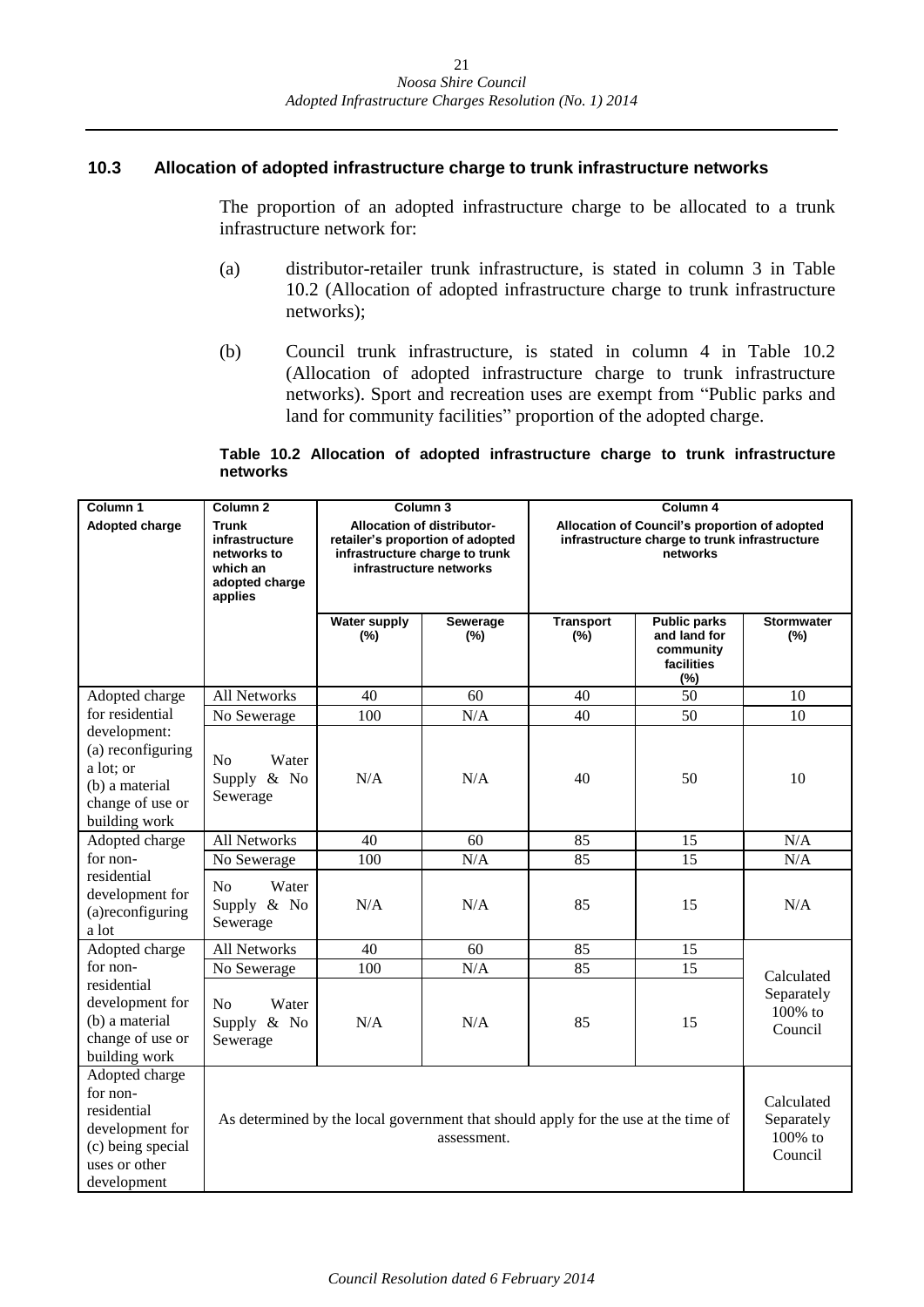### 10.3 Allocation of adopted infrastructure charge to trunk infrastructure networks

The proportion of an adopted infrastructure charge to be allocated to a trunk infrastructure network for:

(a) distributor-retailer trunk infrastructure, is stated in column 3 in Table 10.2 (Allocation of adopted infrastructure charge to trunk infrastructure networks);

(b) Council trunk infrastructure, is stated in column 4 in Table 10.2 (Allocation of adopted infrastructure charge to trunk infrastructure networks). Sport and recreation uses are exempt from "Public parks and land for community facilities" proportion of the adopted charge.

**Table 10.2 Allocation of adopted infrastructure charge to trunk infrastructure networks**

| Column 1<br>Adopted charge | Column 2<br>Trunk infrastructure networks to which an adopted charge applies | Column 3<br>Allocation of distributor-retailer's proportion of adopted infrastructure charge to trunk infrastructure networks | | Column 4<br>Allocation of Council's proportion of adopted infrastructure charge to trunk infrastructure networks | | |
|---|---|---|---|---|---|---|
| | | Water supply (%) | Sewerage (%) | Transport (%) | Public parks and land for community facilities (%) | Stormwater (%) |
| Adopted charge for residential development: (a) reconfiguring a lot; or (b) a material change of use or building work | All Networks | 40 | 60 | 40 | 50 | 10 |
| | No Sewerage | 100 | N/A | 40 | 50 | 10 |
| | No Water Supply & No Sewerage | N/A | N/A | 40 | 50 | 10 |
| Adopted charge for non-residential development for (a)reconfiguring a lot | All Networks | 40 | 60 | 85 | 15 | N/A |
| | No Sewerage | 100 | N/A | 85 | 15 | N/A |
| | No Water Supply & No Sewerage | N/A | N/A | 85 | 15 | N/A |
| Adopted charge for non-residential development for (b) a material change of use or building work | All Networks | 40 | 60 | 85 | 15 | Calculated Separately 100% to Council |
| | No Sewerage | 100 | N/A | 85 | 15 | |
| | No Water Supply & No Sewerage | N/A | N/A | 85 | 15 | |
| Adopted charge for non-residential development for (c) being special uses or other development | As determined by the local government that should apply for the use at the time of assessment. | | | | | Calculated Separately 100% to Council |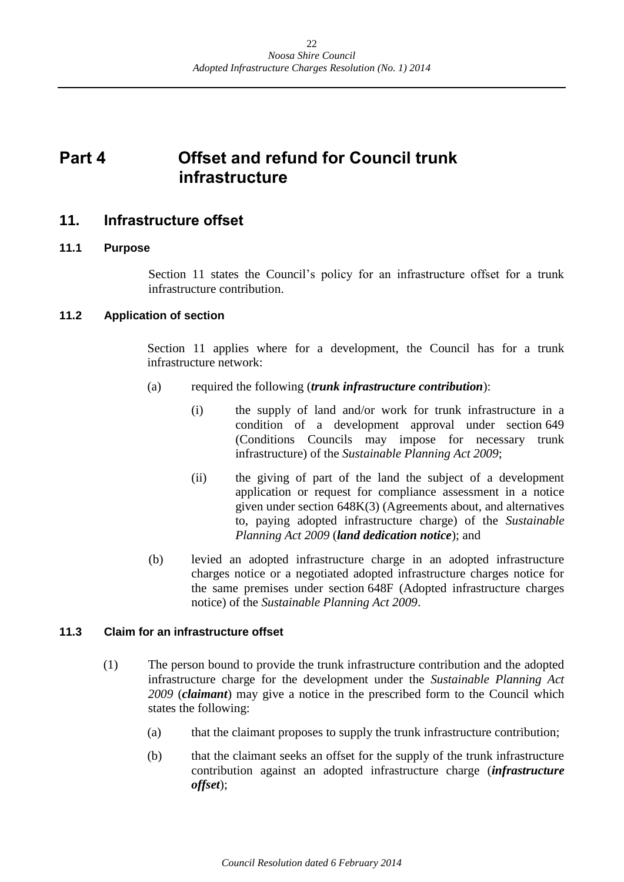# Part 4 Offset and refund for Council trunk infrastructure

## 11. Infrastructure offset

### 11.1 Purpose

Section 11 states the Council's policy for an infrastructure offset for a trunk infrastructure contribution.

### 11.2 Application of section

Section 11 applies where for a development, the Council has for a trunk infrastructure network:

(a) required the following (***trunk infrastructure contribution***):

(i) the supply of land and/or work for trunk infrastructure in a condition of a development approval under section 649 (Conditions Councils may impose for necessary trunk infrastructure) of the *Sustainable Planning Act 2009*;

(ii) the giving of part of the land the subject of a development application or request for compliance assessment in a notice given under section 648K(3) (Agreements about, and alternatives to, paying adopted infrastructure charge) of the *Sustainable Planning Act 2009* (***land dedication notice***); and

(b) levied an adopted infrastructure charge in an adopted infrastructure charges notice or a negotiated adopted infrastructure charges notice for the same premises under section 648F (Adopted infrastructure charges notice) of the *Sustainable Planning Act 2009*.

### 11.3 Claim for an infrastructure offset

(1) The person bound to provide the trunk infrastructure contribution and the adopted infrastructure charge for the development under the *Sustainable Planning Act 2009* (***claimant***) may give a notice in the prescribed form to the Council which states the following:

(a) that the claimant proposes to supply the trunk infrastructure contribution;

(b) that the claimant seeks an offset for the supply of the trunk infrastructure contribution against an adopted infrastructure charge (***infrastructure offset***);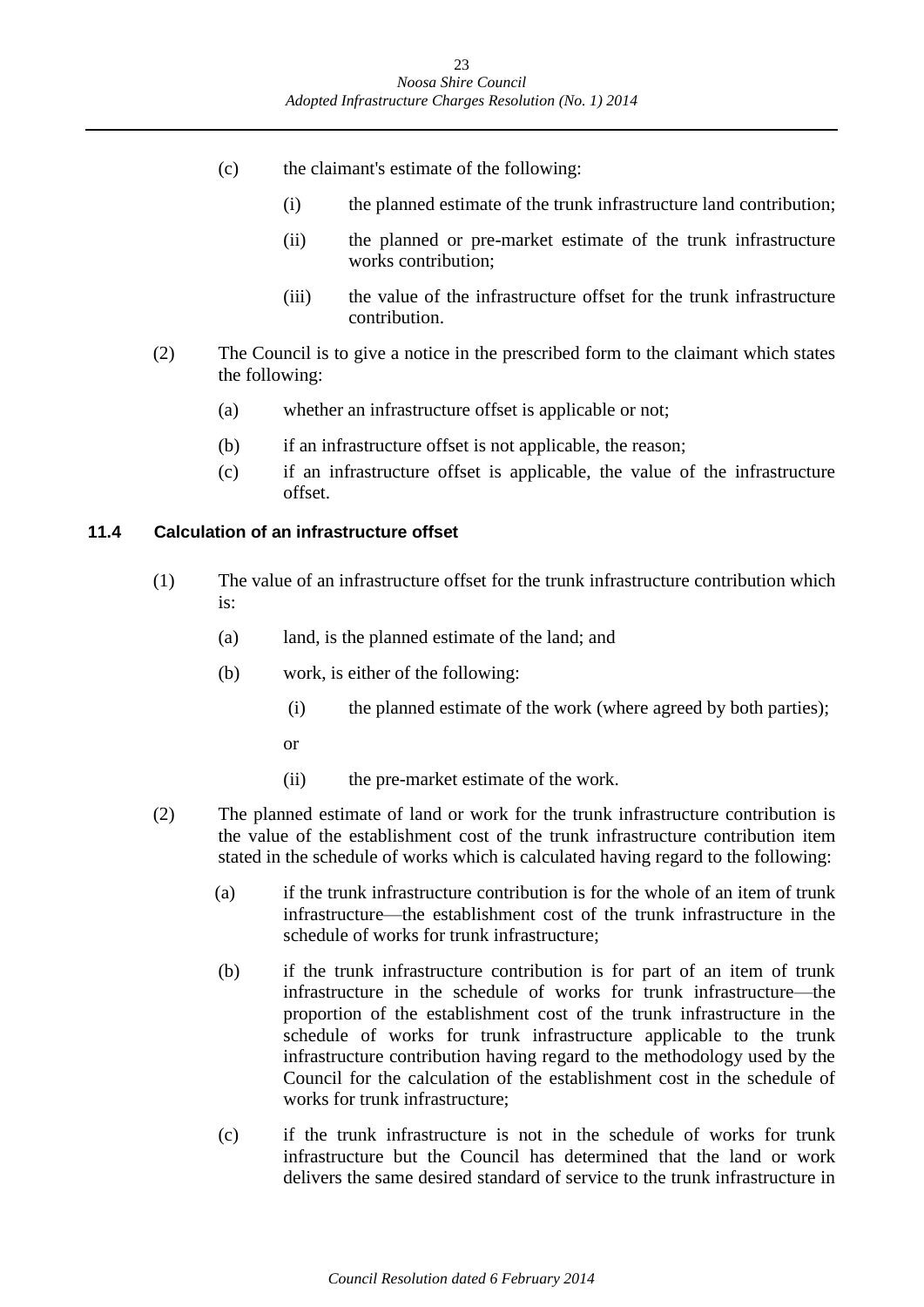(c) the claimant's estimate of the following:

  (i) the planned estimate of the trunk infrastructure land contribution;

  (ii) the planned or pre-market estimate of the trunk infrastructure works contribution;

  (iii) the value of the infrastructure offset for the trunk infrastructure contribution.

(2) The Council is to give a notice in the prescribed form to the claimant which states the following:

  (a) whether an infrastructure offset is applicable or not;

  (b) if an infrastructure offset is not applicable, the reason;

  (c) if an infrastructure offset is applicable, the value of the infrastructure offset.

### 11.4 Calculation of an infrastructure offset

(1) The value of an infrastructure offset for the trunk infrastructure contribution which is:

  (a) land, is the planned estimate of the land; and

  (b) work, is either of the following:

    (i) the planned estimate of the work (where agreed by both parties);

    or

    (ii) the pre-market estimate of the work.

(2) The planned estimate of land or work for the trunk infrastructure contribution is the value of the establishment cost of the trunk infrastructure contribution item stated in the schedule of works which is calculated having regard to the following:

  (a) if the trunk infrastructure contribution is for the whole of an item of trunk infrastructure—the establishment cost of the trunk infrastructure in the schedule of works for trunk infrastructure;

  (b) if the trunk infrastructure contribution is for part of an item of trunk infrastructure in the schedule of works for trunk infrastructure—the proportion of the establishment cost of the trunk infrastructure in the schedule of works for trunk infrastructure applicable to the trunk infrastructure contribution having regard to the methodology used by the Council for the calculation of the establishment cost in the schedule of works for trunk infrastructure;

  (c) if the trunk infrastructure is not in the schedule of works for trunk infrastructure but the Council has determined that the land or work delivers the same desired standard of service to the trunk infrastructure in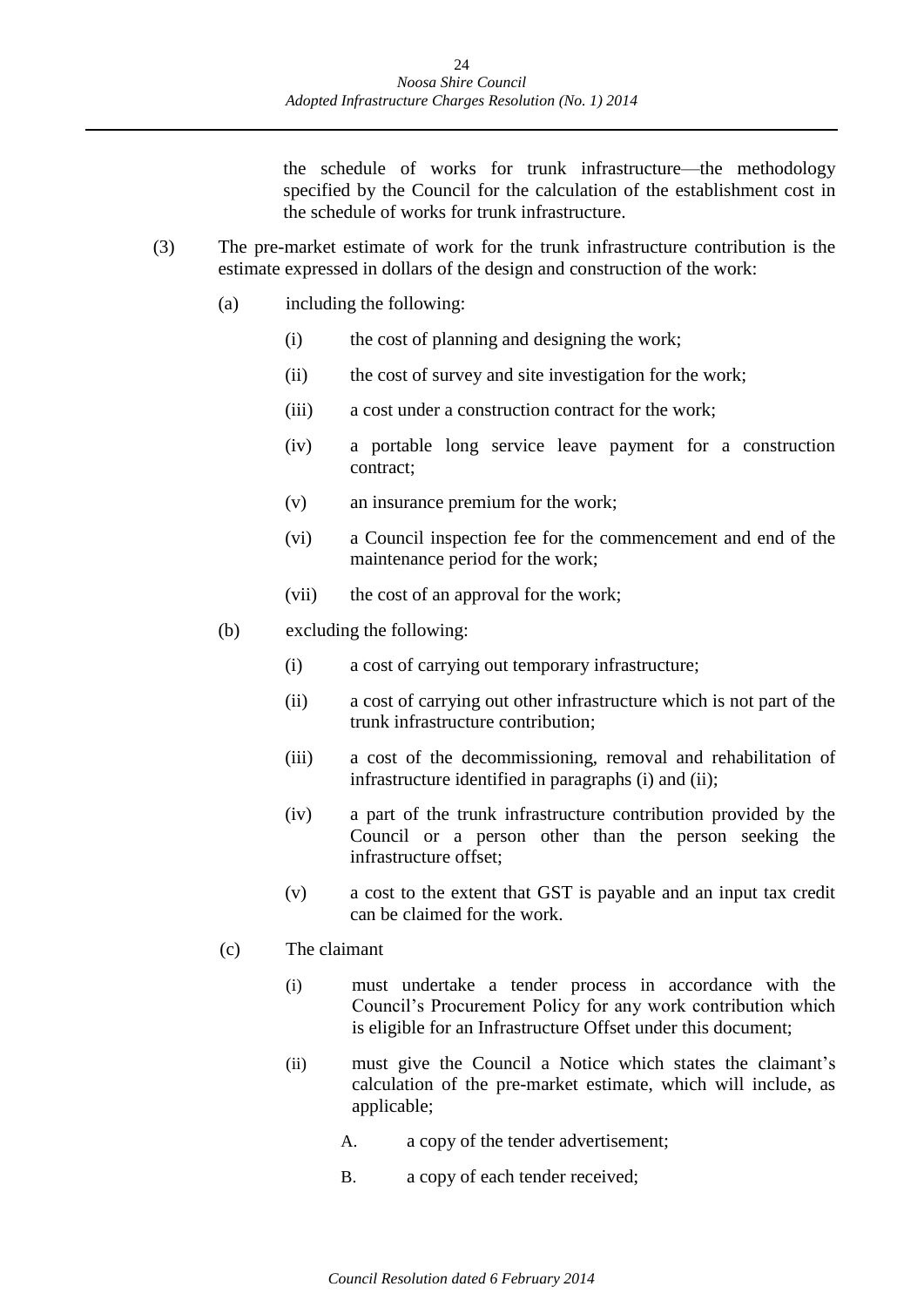the schedule of works for trunk infrastructure—the methodology specified by the Council for the calculation of the establishment cost in the schedule of works for trunk infrastructure.

(3) The pre-market estimate of work for the trunk infrastructure contribution is the estimate expressed in dollars of the design and construction of the work:

(a) including the following:

(i) the cost of planning and designing the work;

(ii) the cost of survey and site investigation for the work;

(iii) a cost under a construction contract for the work;

(iv) a portable long service leave payment for a construction contract;

(v) an insurance premium for the work;

(vi) a Council inspection fee for the commencement and end of the maintenance period for the work;

(vii) the cost of an approval for the work;

(b) excluding the following:

(i) a cost of carrying out temporary infrastructure;

(ii) a cost of carrying out other infrastructure which is not part of the trunk infrastructure contribution;

(iii) a cost of the decommissioning, removal and rehabilitation of infrastructure identified in paragraphs (i) and (ii);

(iv) a part of the trunk infrastructure contribution provided by the Council or a person other than the person seeking the infrastructure offset;

(v) a cost to the extent that GST is payable and an input tax credit can be claimed for the work.

(c) The claimant

(i) must undertake a tender process in accordance with the Council's Procurement Policy for any work contribution which is eligible for an Infrastructure Offset under this document;

(ii) must give the Council a Notice which states the claimant's calculation of the pre-market estimate, which will include, as applicable;

A. a copy of the tender advertisement;

B. a copy of each tender received;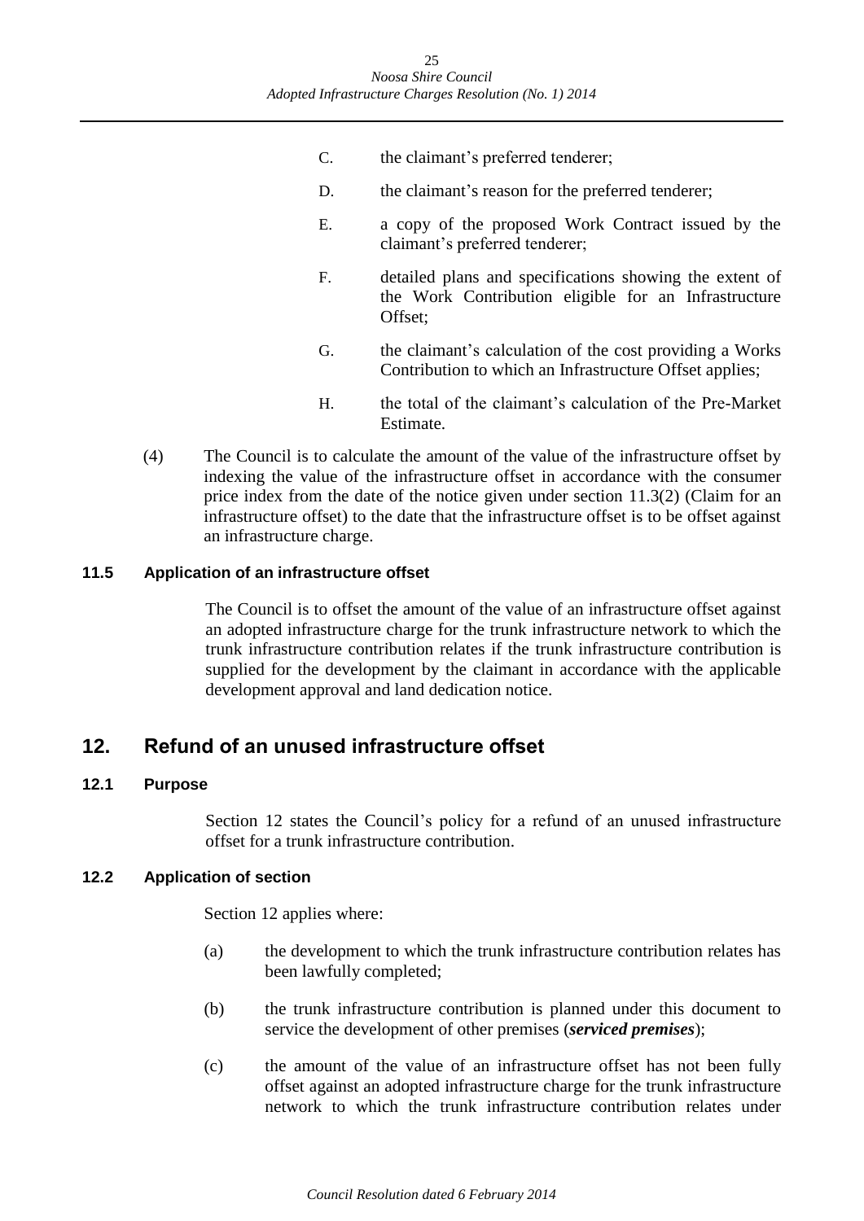C. the claimant's preferred tenderer;

D. the claimant's reason for the preferred tenderer;

E. a copy of the proposed Work Contract issued by the claimant's preferred tenderer;

F. detailed plans and specifications showing the extent of the Work Contribution eligible for an Infrastructure Offset;

G. the claimant's calculation of the cost providing a Works Contribution to which an Infrastructure Offset applies;

H. the total of the claimant's calculation of the Pre-Market Estimate.

(4) The Council is to calculate the amount of the value of the infrastructure offset by indexing the value of the infrastructure offset in accordance with the consumer price index from the date of the notice given under section 11.3(2) (Claim for an infrastructure offset) to the date that the infrastructure offset is to be offset against an infrastructure charge.

### 11.5 Application of an infrastructure offset

The Council is to offset the amount of the value of an infrastructure offset against an adopted infrastructure charge for the trunk infrastructure network to which the trunk infrastructure contribution relates if the trunk infrastructure contribution is supplied for the development by the claimant in accordance with the applicable development approval and land dedication notice.

## 12. Refund of an unused infrastructure offset

### 12.1 Purpose

Section 12 states the Council's policy for a refund of an unused infrastructure offset for a trunk infrastructure contribution.

### 12.2 Application of section

Section 12 applies where:

(a) the development to which the trunk infrastructure contribution relates has been lawfully completed;

(b) the trunk infrastructure contribution is planned under this document to service the development of other premises (***serviced premises***);

(c) the amount of the value of an infrastructure offset has not been fully offset against an adopted infrastructure charge for the trunk infrastructure network to which the trunk infrastructure contribution relates under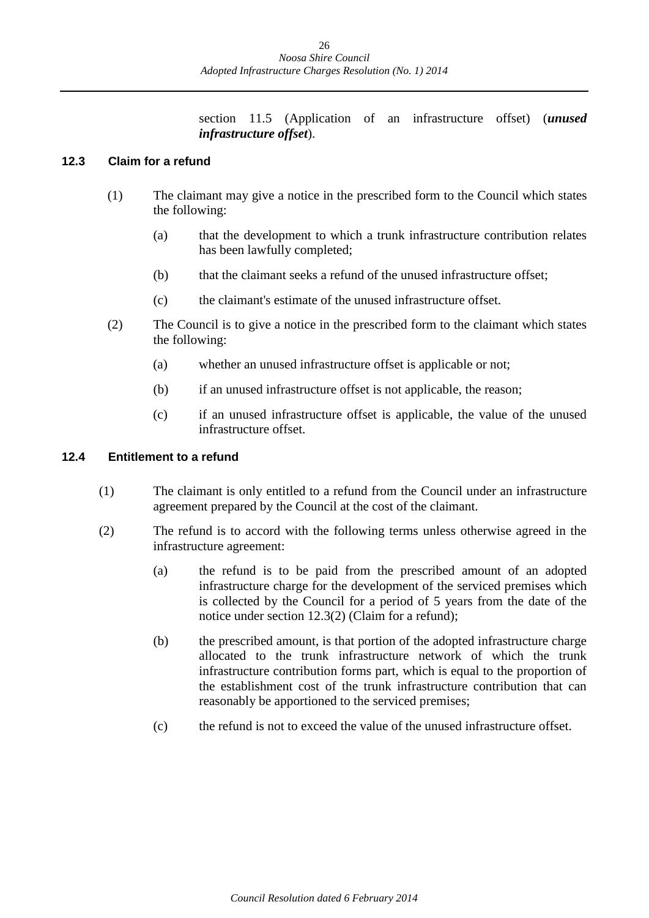section 11.5 (Application of an infrastructure offset) (***unused infrastructure offset***).

### 12.3 Claim for a refund

(1) The claimant may give a notice in the prescribed form to the Council which states the following:

(a) that the development to which a trunk infrastructure contribution relates has been lawfully completed;

(b) that the claimant seeks a refund of the unused infrastructure offset;

(c) the claimant's estimate of the unused infrastructure offset.

(2) The Council is to give a notice in the prescribed form to the claimant which states the following:

(a) whether an unused infrastructure offset is applicable or not;

(b) if an unused infrastructure offset is not applicable, the reason;

(c) if an unused infrastructure offset is applicable, the value of the unused infrastructure offset.

### 12.4 Entitlement to a refund

(1) The claimant is only entitled to a refund from the Council under an infrastructure agreement prepared by the Council at the cost of the claimant.

(2) The refund is to accord with the following terms unless otherwise agreed in the infrastructure agreement:

(a) the refund is to be paid from the prescribed amount of an adopted infrastructure charge for the development of the serviced premises which is collected by the Council for a period of 5 years from the date of the notice under section 12.3(2) (Claim for a refund);

(b) the prescribed amount, is that portion of the adopted infrastructure charge allocated to the trunk infrastructure network of which the trunk infrastructure contribution forms part, which is equal to the proportion of the establishment cost of the trunk infrastructure contribution that can reasonably be apportioned to the serviced premises;

(c) the refund is not to exceed the value of the unused infrastructure offset.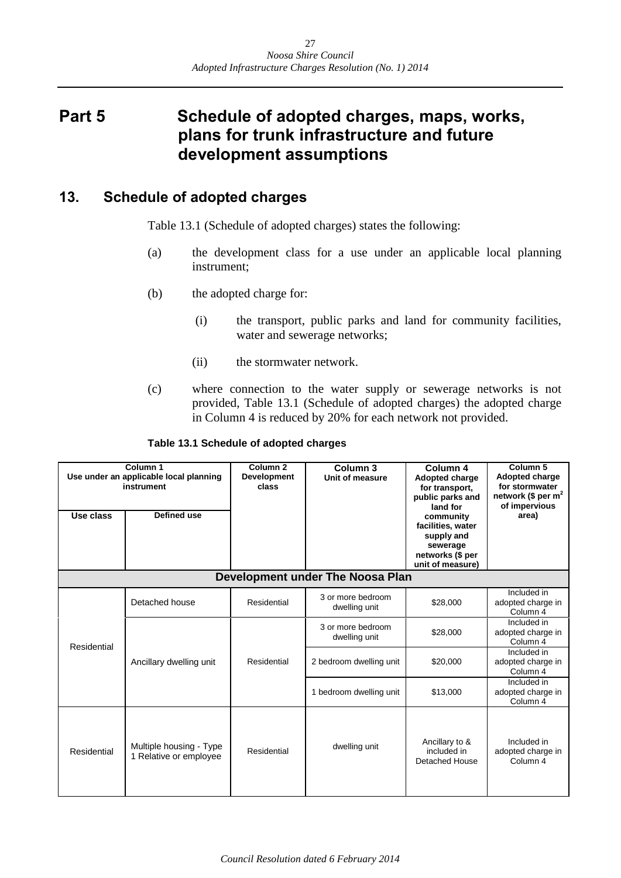# Part 5 Schedule of adopted charges, maps, works, plans for trunk infrastructure and future development assumptions

## 13. Schedule of adopted charges

Table 13.1 (Schedule of adopted charges) states the following:

(a) the development class for a use under an applicable local planning instrument;

(b) the adopted charge for:

(i) the transport, public parks and land for community facilities, water and sewerage networks;

(ii) the stormwater network.

(c) where connection to the water supply or sewerage networks is not provided, Table 13.1 (Schedule of adopted charges) the adopted charge in Column 4 is reduced by 20% for each network not provided.

**Table 13.1 Schedule of adopted charges**

| Column 1 Use under an applicable local planning instrument | | Column 2 Development class | Column 3 Unit of measure | Column 4 Adopted charge for transport, public parks and land for community facilities, water supply and sewerage networks ($ per unit of measure) | Column 5 Adopted charge for stormwater network ($ per m$^2$ of impervious area) |
|---|---|---|---|---|---|
| **Use class** | **Defined use** | | | | |
| **Development under The Noosa Plan** | | | | | |
| Residential | Detached house | Residential | 3 or more bedroom dwelling unit | $28,000 | Included in adopted charge in Column 4 |
| | Ancillary dwelling unit | Residential | 3 or more bedroom dwelling unit | $28,000 | Included in adopted charge in Column 4 |
| | | | 2 bedroom dwelling unit | $20,000 | Included in adopted charge in Column 4 |
| | | | 1 bedroom dwelling unit | $13,000 | Included in adopted charge in Column 4 |
| Residential | Multiple housing - Type 1 Relative or employee | Residential | dwelling unit | Ancillary to & included in Detached House | Included in adopted charge in Column 4 |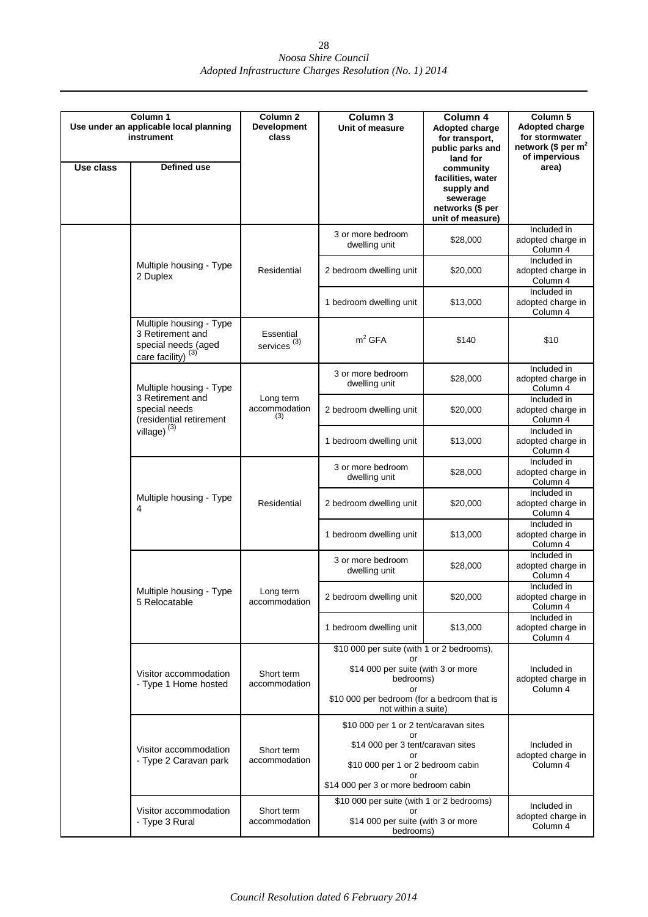| Column 1 Use under an applicable local planning instrument | | Column 2 Development class | Column 3 Unit of measure | Column 4 Adopted charge for transport, public parks and land for community facilities, water supply and sewerage networks ($ per unit of measure) | Column 5 Adopted charge for stormwater network ($ per $m^2$ of impervious area) |
|---|---|---|---|---|---|
| Use class | Defined use | | | | |
| | Multiple housing - Type 2 Duplex | Residential | 3 or more bedroom dwelling unit | $28,000 | Included in adopted charge in Column 4 |
| | | | 2 bedroom dwelling unit | $20,000 | Included in adopted charge in Column 4 |
| | | | 1 bedroom dwelling unit | $13,000 | Included in adopted charge in Column 4 |
| | Multiple housing - Type 3 Retirement and special needs (aged care facility) (3) | Essential services (3) | $m^2$ GFA | $140 | $10 |
| | Multiple housing - Type 3 Retirement and special needs (residential retirement village) (3) | Long term accommodation (3) | 3 or more bedroom dwelling unit | $28,000 | Included in adopted charge in Column 4 |
| | | | 2 bedroom dwelling unit | $20,000 | Included in adopted charge in Column 4 |
| | | | 1 bedroom dwelling unit | $13,000 | Included in adopted charge in Column 4 |
| | Multiple housing - Type 4 | Residential | 3 or more bedroom dwelling unit | $28,000 | Included in adopted charge in Column 4 |
| | | | 2 bedroom dwelling unit | $20,000 | Included in adopted charge in Column 4 |
| | | | 1 bedroom dwelling unit | $13,000 | Included in adopted charge in Column 4 |
| | Multiple housing - Type 5 Relocatable | Long term accommodation | 3 or more bedroom dwelling unit | $28,000 | Included in adopted charge in Column 4 |
| | | | 2 bedroom dwelling unit | $20,000 | Included in adopted charge in Column 4 |
| | | | 1 bedroom dwelling unit | $13,000 | Included in adopted charge in Column 4 |
| | Visitor accommodation - Type 1 Home hosted | Short term accommodation | $10 000 per suite (with 1 or 2 bedrooms), or $14 000 per suite (with 3 or more bedrooms) or $10 000 per bedroom (for a bedroom that is not within a suite) | | Included in adopted charge in Column 4 |
| | Visitor accommodation - Type 2 Caravan park | Short term accommodation | $10 000 per 1 or 2 tent/caravan sites or $14 000 per 3 tent/caravan sites or $10 000 per 1 or 2 bedroom cabin or $14 000 per 3 or more bedroom cabin | | Included in adopted charge in Column 4 |
| | Visitor accommodation - Type 3 Rural | Short term accommodation | $10 000 per suite (with 1 or 2 bedrooms) or $14 000 per suite (with 3 or more bedrooms) | | Included in adopted charge in Column 4 |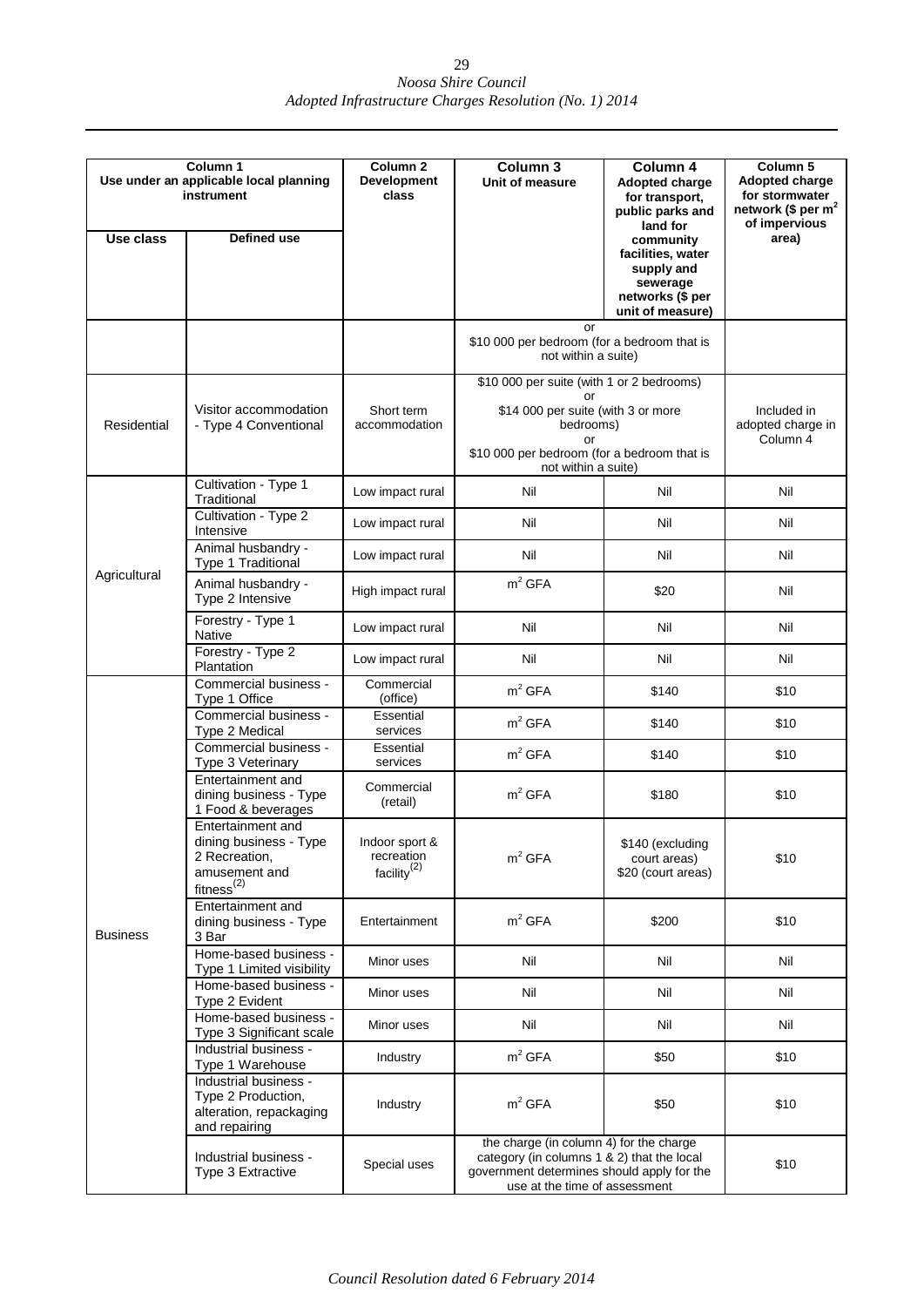| Column 1<br>Use under an applicable local planning instrument | | Column 2<br>Development class | Column 3<br>Unit of measure | Column 4<br>Adopted charge for transport, public parks and land for community facilities, water supply and sewerage networks ($ per unit of measure) | Column 5<br>Adopted charge for stormwater network ($ per $m^2$ of impervious area) |
|---|---|---|---|---|---|
| **Use class** | **Defined use** | | | | |
| | | | or<br>$10 000 per bedroom (for a bedroom that is not within a suite) | | |
| Residential | Visitor accommodation - Type 4 Conventional | Short term accommodation | $10 000 per suite (with 1 or 2 bedrooms)<br>or<br>$14 000 per suite (with 3 or more bedrooms)<br>or<br>$10 000 per bedroom (for a bedroom that is not within a suite) | | Included in adopted charge in Column 4 |
| Agricultural | Cultivation - Type 1 Traditional | Low impact rural | Nil | Nil | Nil |
| | Cultivation - Type 2 Intensive | Low impact rural | Nil | Nil | Nil |
| | Animal husbandry - Type 1 Traditional | Low impact rural | Nil | Nil | Nil |
| | Animal husbandry - Type 2 Intensive | High impact rural | $m^2$ GFA | $20 | Nil |
| | Forestry - Type 1 Native | Low impact rural | Nil | Nil | Nil |
| | Forestry - Type 2 Plantation | Low impact rural | Nil | Nil | Nil |
| Business | Commercial business - Type 1 Office | Commercial (office) | $m^2$ GFA | $140 | $10 |
| | Commercial business - Type 2 Medical | Essential services | $m^2$ GFA | $140 | $10 |
| | Commercial business - Type 3 Veterinary | Essential services | $m^2$ GFA | $140 | $10 |
| | Entertainment and dining business - Type 1 Food & beverages | Commercial (retail) | $m^2$ GFA | $180 | $10 |
| | Entertainment and dining business - Type 2 Recreation, amusement and fitness(2) | Indoor sport & recreation facility(2) | $m^2$ GFA | $140 (excluding court areas)<br>$20 (court areas) | $10 |
| | Entertainment and dining business - Type 3 Bar | Entertainment | $m^2$ GFA | $200 | $10 |
| | Home-based business - Type 1 Limited visibility | Minor uses | Nil | Nil | Nil |
| | Home-based business - Type 2 Evident | Minor uses | Nil | Nil | Nil |
| | Home-based business - Type 3 Significant scale | Minor uses | Nil | Nil | Nil |
| | Industrial business - Type 1 Warehouse | Industry | $m^2$ GFA | $50 | $10 |
| | Industrial business - Type 2 Production, alteration, repackaging and repairing | Industry | $m^2$ GFA | $50 | $10 |
| | Industrial business - Type 3 Extractive | Special uses | the charge (in column 4) for the charge category (in columns 1 & 2) that the local government determines should apply for the use at the time of assessment | | $10 |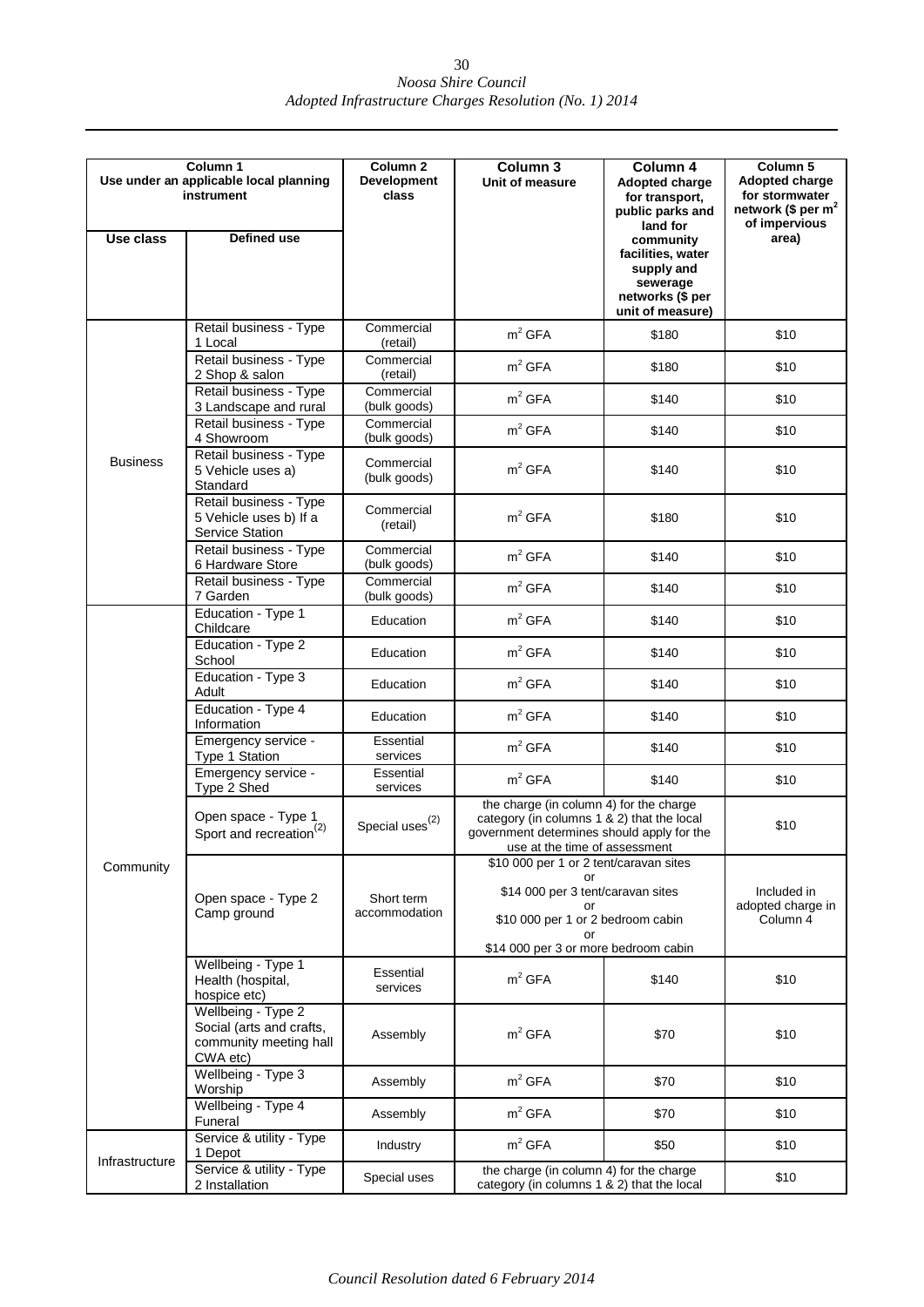| Column 1 Use under an applicable local planning instrument | | Column 2 Development class | Column 3 Unit of measure | Column 4 Adopted charge for transport, public parks and land for community facilities, water supply and sewerage networks ($ per unit of measure) | Column 5 Adopted charge for stormwater network ($ per $m^2$ of impervious area) |
|---|---|---|---|---|---|
| **Use class** | **Defined use** | | | | |
| Business | Retail business - Type 1 Local | Commercial (retail) | $m^2$ GFA | $180 | $10 |
| | Retail business - Type 2 Shop & salon | Commercial (retail) | $m^2$ GFA | $180 | $10 |
| | Retail business - Type 3 Landscape and rural | Commercial (bulk goods) | $m^2$ GFA | $140 | $10 |
| | Retail business - Type 4 Showroom | Commercial (bulk goods) | $m^2$ GFA | $140 | $10 |
| | Retail business - Type 5 Vehicle uses a) Standard | Commercial (bulk goods) | $m^2$ GFA | $140 | $10 |
| | Retail business - Type 5 Vehicle uses b) If a Service Station | Commercial (retail) | $m^2$ GFA | $180 | $10 |
| | Retail business - Type 6 Hardware Store | Commercial (bulk goods) | $m^2$ GFA | $140 | $10 |
| | Retail business - Type 7 Garden | Commercial (bulk goods) | $m^2$ GFA | $140 | $10 |
| Community | Education - Type 1 Childcare | Education | $m^2$ GFA | $140 | $10 |
| | Education - Type 2 School | Education | $m^2$ GFA | $140 | $10 |
| | Education - Type 3 Adult | Education | $m^2$ GFA | $140 | $10 |
| | Education - Type 4 Information | Education | $m^2$ GFA | $140 | $10 |
| | Emergency service - Type 1 Station | Essential services | $m^2$ GFA | $140 | $10 |
| | Emergency service - Type 2 Shed | Essential services | $m^2$ GFA | $140 | $10 |
| | Open space - Type 1 Sport and recreation[(2)] | Special uses[(2)] | the charge (in column 4) for the charge category (in columns 1 & 2) that the local government determines should apply for the use at the time of assessment | | $10 |
| | Open space - Type 2 Camp ground | Short term accommodation | $10 000 per 1 or 2 tent/caravan sites or $14 000 per 3 tent/caravan sites or $10 000 per 1 or 2 bedroom cabin or $14 000 per 3 or more bedroom cabin | | Included in adopted charge in Column 4 |
| | Wellbeing - Type 1 Health (hospital, hospice etc) | Essential services | $m^2$ GFA | $140 | $10 |
| | Wellbeing - Type 2 Social (arts and crafts, community meeting hall CWA etc) | Assembly | $m^2$ GFA | $70 | $10 |
| | Wellbeing - Type 3 Worship | Assembly | $m^2$ GFA | $70 | $10 |
| | Wellbeing - Type 4 Funeral | Assembly | $m^2$ GFA | $70 | $10 |
| Infrastructure | Service & utility - Type 1 Depot | Industry | $m^2$ GFA | $50 | $10 |
| | Service & utility - Type 2 Installation | Special uses | the charge (in column 4) for the charge category (in columns 1 & 2) that the local | | $10 |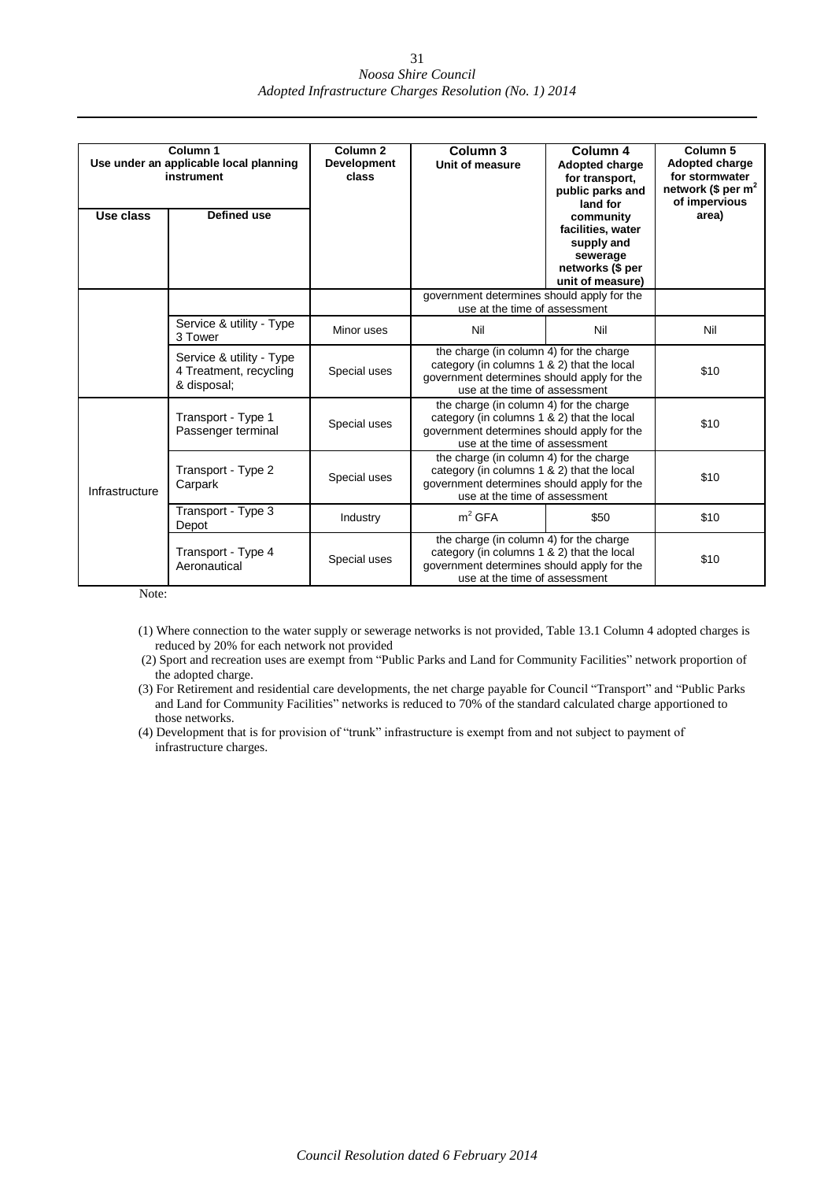| Column 1<br>Use under an applicable local planning instrument | | Column 2<br>Development class | Column 3<br>Unit of measure | Column 4<br>Adopted charge for transport, public parks and land for community facilities, water supply and sewerage networks ($ per unit of measure) | Column 5<br>Adopted charge for stormwater network ($ per $m^2$ of impervious area) |
|---|---|---|---|---|---|
| Use class | Defined use | | | | |
| | | | government determines should apply for the use at the time of assessment | | |
| | Service & utility - Type 3 Tower | Minor uses | Nil | Nil | Nil |
| | Service & utility - Type 4 Treatment, recycling & disposal; | Special uses | the charge (in column 4) for the charge category (in columns 1 & 2) that the local government determines should apply for the use at the time of assessment | | $10 |
| Infrastructure | Transport - Type 1 Passenger terminal | Special uses | the charge (in column 4) for the charge category (in columns 1 & 2) that the local government determines should apply for the use at the time of assessment | | $10 |
| | Transport - Type 2 Carpark | Special uses | the charge (in column 4) for the charge category (in columns 1 & 2) that the local government determines should apply for the use at the time of assessment | | $10 |
| | Transport - Type 3 Depot | Industry | $m^2$ GFA | $50 | $10 |
| | Transport - Type 4 Aeronautical | Special uses | the charge (in column 4) for the charge category (in columns 1 & 2) that the local government determines should apply for the use at the time of assessment | | $10 |

Note:

(1) Where connection to the water supply or sewerage networks is not provided, Table 13.1 Column 4 adopted charges is reduced by 20% for each network not provided

(2) Sport and recreation uses are exempt from "Public Parks and Land for Community Facilities" network proportion of the adopted charge.

(3) For Retirement and residential care developments, the net charge payable for Council "Transport" and "Public Parks and Land for Community Facilities" networks is reduced to 70% of the standard calculated charge apportioned to those networks.

(4) Development that is for provision of "trunk" infrastructure is exempt from and not subject to payment of infrastructure charges.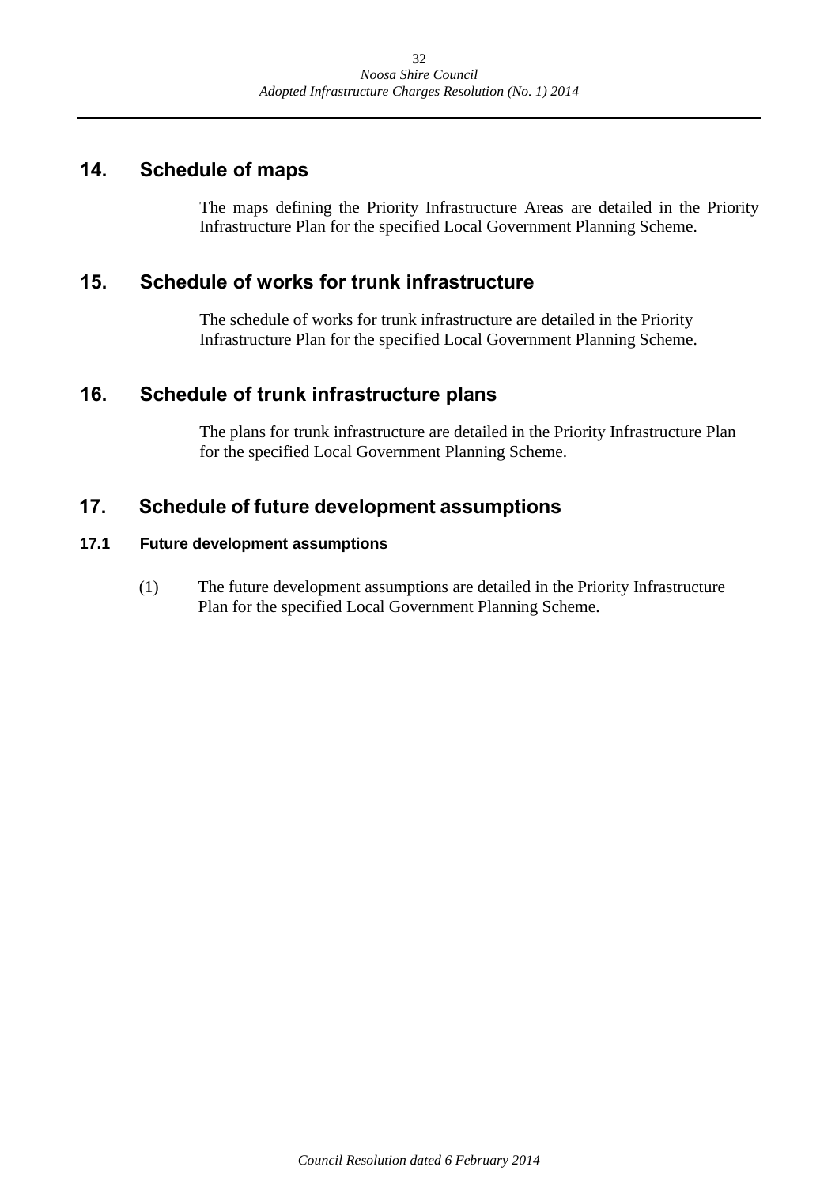## 14. Schedule of maps

The maps defining the Priority Infrastructure Areas are detailed in the Priority Infrastructure Plan for the specified Local Government Planning Scheme.

## 15. Schedule of works for trunk infrastructure

The schedule of works for trunk infrastructure are detailed in the Priority Infrastructure Plan for the specified Local Government Planning Scheme.

## 16. Schedule of trunk infrastructure plans

The plans for trunk infrastructure are detailed in the Priority Infrastructure Plan for the specified Local Government Planning Scheme.

## 17. Schedule of future development assumptions

### 17.1 Future development assumptions

(1) The future development assumptions are detailed in the Priority Infrastructure Plan for the specified Local Government Planning Scheme.

*Council Resolution dated 6 February 2014*